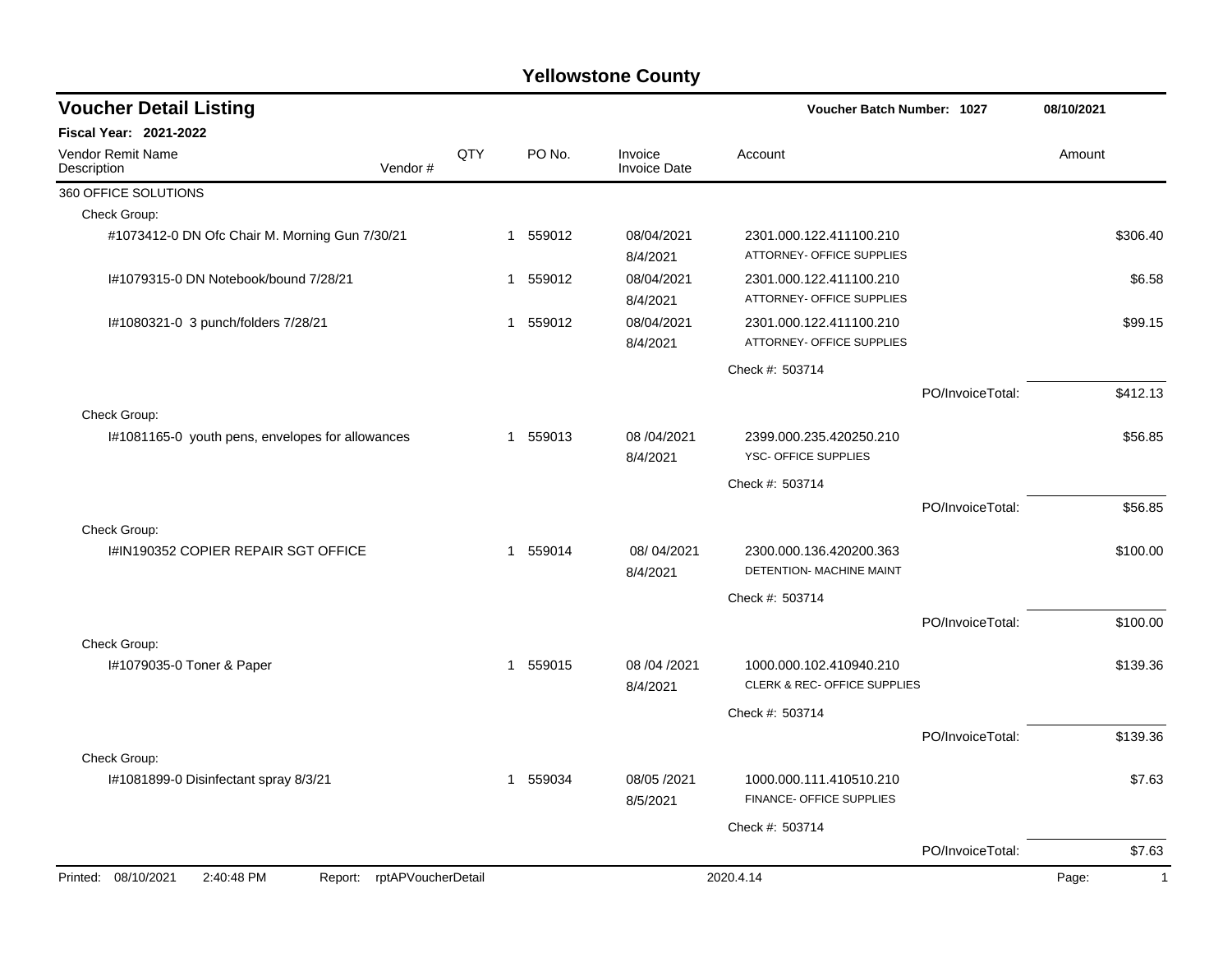# Yellowstone County

## Voucher Detail Listing

**Voucher Batch Number: 1027** **08/10/2021**

**Fiscal Year: 2021-2022**

| Vendor Remit Name / Description | Vendor # | QTY | PO No. | Invoice / Invoice Date | Account | Amount |
|---|---|---|---|---|---|---|
| 360 OFFICE SOLUTIONS | | | | | | |
| Check Group: | | | | | | |
| #1073412-0 DN Ofc Chair M. Morning Gun 7/30/21 | | 1 | 559012 | 08/04/2021 8/4/2021 | 2301.000.122.411100.210 ATTORNEY- OFFICE SUPPLIES | $306.40 |
| I#1079315-0 DN Notebook/bound 7/28/21 | | 1 | 559012 | 08/04/2021 8/4/2021 | 2301.000.122.411100.210 ATTORNEY- OFFICE SUPPLIES | $6.58 |
| I#1080321-0 3 punch/folders 7/28/21 | | 1 | 559012 | 08/04/2021 8/4/2021 | 2301.000.122.411100.210 ATTORNEY- OFFICE SUPPLIES | $99.15 |
| | | | | | Check #: 503714 | |
| | | | | | PO/InvoiceTotal: | $412.13 |
| Check Group: | | | | | | |
| I#1081165-0 youth pens, envelopes for allowances | | 1 | 559013 | 08 /04/2021 8/4/2021 | 2399.000.235.420250.210 YSC- OFFICE SUPPLIES | $56.85 |
| | | | | | Check #: 503714 | |
| | | | | | PO/InvoiceTotal: | $56.85 |
| Check Group: | | | | | | |
| I#IN190352 COPIER REPAIR SGT OFFICE | | 1 | 559014 | 08/ 04/2021 8/4/2021 | 2300.000.136.420200.363 DETENTION- MACHINE MAINT | $100.00 |
| | | | | | Check #: 503714 | |
| | | | | | PO/InvoiceTotal: | $100.00 |
| Check Group: | | | | | | |
| I#1079035-0 Toner & Paper | | 1 | 559015 | 08 /04 /2021 8/4/2021 | 1000.000.102.410940.210 CLERK & REC- OFFICE SUPPLIES | $139.36 |
| | | | | | Check #: 503714 | |
| | | | | | PO/InvoiceTotal: | $139.36 |
| Check Group: | | | | | | |
| I#1081899-0 Disinfectant spray 8/3/21 | | 1 | 559034 | 08/05 /2021 8/5/2021 | 1000.000.111.410510.210 FINANCE- OFFICE SUPPLIES | $7.63 |
| | | | | | Check #: 503714 | |
| | | | | | PO/InvoiceTotal: | $7.63 |

Printed: 08/10/2021 2:40:48 PM Report: rptAPVoucherDetail 2020.4.14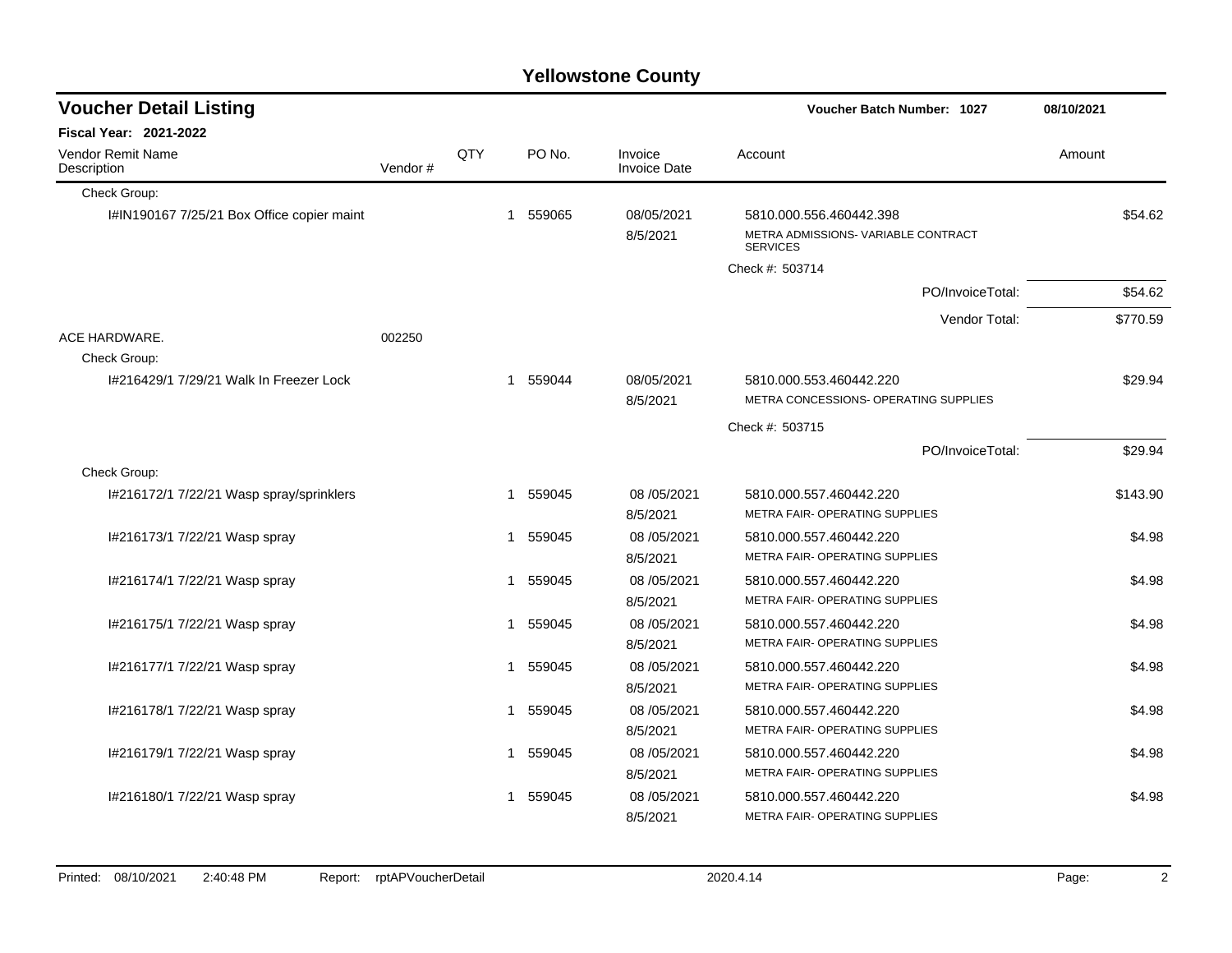## Yellowstone County

### Voucher Detail Listing

Voucher Batch Number: 1027 08/10/2021

**Fiscal Year: 2021-2022**

| Vendor Remit Name / Description | Vendor # | QTY | PO No. | Invoice / Invoice Date | Account | Amount |
|---|---|---|---|---|---|---|
| Check Group: | | | | | | |
| I#IN190167 7/25/21 Box Office copier maint | | 1 | 559065 | 08/05/2021<br>8/5/2021 | 5810.000.556.460442.398<br>METRA ADMISSIONS- VARIABLE CONTRACT SERVICES | $54.62 |
| | | | | | Check #: 503714 | |
| | | | | | PO/InvoiceTotal: | $54.62 |
| | | | | | Vendor Total: | $770.59 |
| ACE HARDWARE. | 002250 | | | | | |
| Check Group: | | | | | | |
| I#216429/1 7/29/21 Walk In Freezer Lock | | 1 | 559044 | 08/05/2021<br>8/5/2021 | 5810.000.553.460442.220<br>METRA CONCESSIONS- OPERATING SUPPLIES | $29.94 |
| | | | | | Check #: 503715 | |
| | | | | | PO/InvoiceTotal: | $29.94 |
| Check Group: | | | | | | |
| I#216172/1 7/22/21 Wasp spray/sprinklers | | 1 | 559045 | 08 /05/2021<br>8/5/2021 | 5810.000.557.460442.220<br>METRA FAIR- OPERATING SUPPLIES | $143.90 |
| I#216173/1 7/22/21 Wasp spray | | 1 | 559045 | 08 /05/2021<br>8/5/2021 | 5810.000.557.460442.220<br>METRA FAIR- OPERATING SUPPLIES | $4.98 |
| I#216174/1 7/22/21 Wasp spray | | 1 | 559045 | 08 /05/2021<br>8/5/2021 | 5810.000.557.460442.220<br>METRA FAIR- OPERATING SUPPLIES | $4.98 |
| I#216175/1 7/22/21 Wasp spray | | 1 | 559045 | 08 /05/2021<br>8/5/2021 | 5810.000.557.460442.220<br>METRA FAIR- OPERATING SUPPLIES | $4.98 |
| I#216177/1 7/22/21 Wasp spray | | 1 | 559045 | 08 /05/2021<br>8/5/2021 | 5810.000.557.460442.220<br>METRA FAIR- OPERATING SUPPLIES | $4.98 |
| I#216178/1 7/22/21 Wasp spray | | 1 | 559045 | 08 /05/2021<br>8/5/2021 | 5810.000.557.460442.220<br>METRA FAIR- OPERATING SUPPLIES | $4.98 |
| I#216179/1 7/22/21 Wasp spray | | 1 | 559045 | 08 /05/2021<br>8/5/2021 | 5810.000.557.460442.220<br>METRA FAIR- OPERATING SUPPLIES | $4.98 |
| I#216180/1 7/22/21 Wasp spray | | 1 | 559045 | 08 /05/2021<br>8/5/2021 | 5810.000.557.460442.220<br>METRA FAIR- OPERATING SUPPLIES | $4.98 |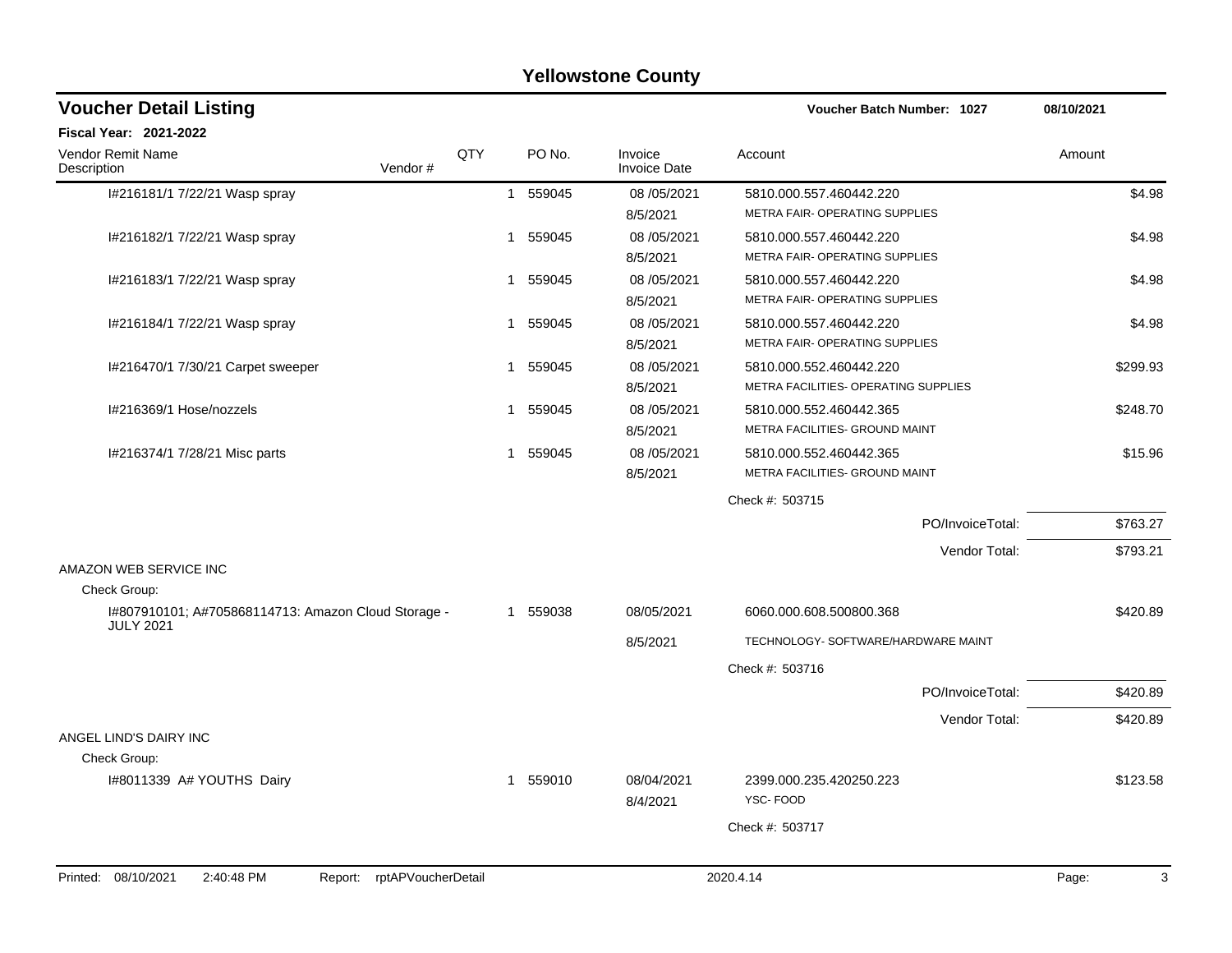## Yellowstone County

### Voucher Detail Listing

**Voucher Batch Number: 1027** 08/10/2021

**Fiscal Year: 2021-2022**

| Vendor Remit Name / Description | Vendor # | QTY | PO No. | Invoice / Invoice Date | Account | Amount |
|---|---|---|---|---|---|---|
| I#216181/1 7/22/21 Wasp spray | | 1 | 559045 | 08 /05/2021 8/5/2021 | 5810.000.557.460442.220 METRA FAIR- OPERATING SUPPLIES | $4.98 |
| I#216182/1 7/22/21 Wasp spray | | 1 | 559045 | 08 /05/2021 8/5/2021 | 5810.000.557.460442.220 METRA FAIR- OPERATING SUPPLIES | $4.98 |
| I#216183/1 7/22/21 Wasp spray | | 1 | 559045 | 08 /05/2021 8/5/2021 | 5810.000.557.460442.220 METRA FAIR- OPERATING SUPPLIES | $4.98 |
| I#216184/1 7/22/21 Wasp spray | | 1 | 559045 | 08 /05/2021 8/5/2021 | 5810.000.557.460442.220 METRA FAIR- OPERATING SUPPLIES | $4.98 |
| I#216470/1 7/30/21 Carpet sweeper | | 1 | 559045 | 08 /05/2021 8/5/2021 | 5810.000.552.460442.220 METRA FACILITIES- OPERATING SUPPLIES | $299.93 |
| I#216369/1 Hose/nozzels | | 1 | 559045 | 08 /05/2021 8/5/2021 | 5810.000.552.460442.365 METRA FACILITIES- GROUND MAINT | $248.70 |
| I#216374/1 7/28/21 Misc parts | | 1 | 559045 | 08 /05/2021 8/5/2021 | 5810.000.552.460442.365 METRA FACILITIES- GROUND MAINT | $15.96 |
| | | | | | Check #: 503715 | |
| | | | | | PO/InvoiceTotal: | $763.27 |
| | | | | | Vendor Total: | $793.21 |
| AMAZON WEB SERVICE INC | | | | | | |
| Check Group: | | | | | | |
| I#807910101; A#705868114713: Amazon Cloud Storage - JULY 2021 | | 1 | 559038 | 08/05/2021 8/5/2021 | 6060.000.608.500800.368 TECHNOLOGY- SOFTWARE/HARDWARE MAINT | $420.89 |
| | | | | | Check #: 503716 | |
| | | | | | PO/InvoiceTotal: | $420.89 |
| | | | | | Vendor Total: | $420.89 |
| ANGEL LIND'S DAIRY INC | | | | | | |
| Check Group: | | | | | | |
| I#8011339 A# YOUTHS Dairy | | 1 | 559010 | 08/04/2021 8/4/2021 | 2399.000.235.420250.223 YSC- FOOD | $123.58 |
| | | | | | Check #: 503717 | |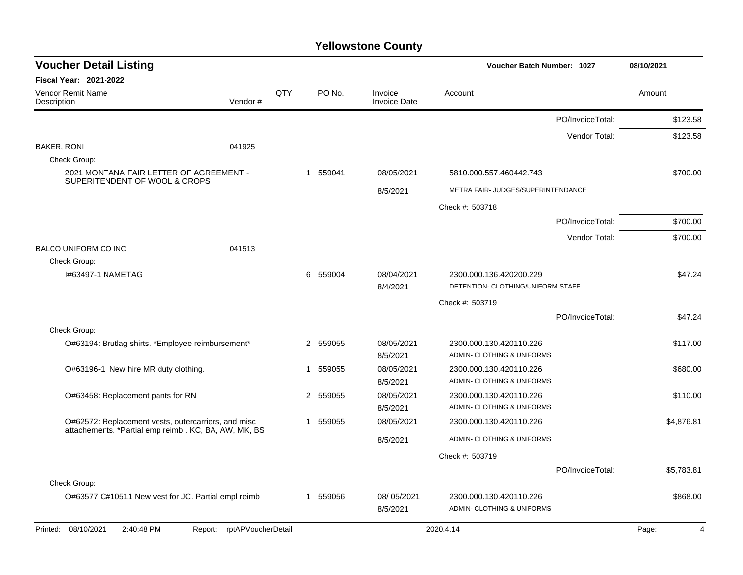## Yellowstone County

### Voucher Detail Listing

Voucher Batch Number: 1027 — 08/10/2021

**Fiscal Year: 2021-2022**

| Vendor Remit Name / Description | Vendor # | QTY | PO No. | Invoice / Invoice Date | Account | Amount |
|---|---|---|---|---|---|---|
| | | | | | PO/InvoiceTotal: | $123.58 |
| | | | | | Vendor Total: | $123.58 |
| BAKER, RONI | 041925 | | | | | |
| Check Group: | | | | | | |
| 2021 MONTANA FAIR LETTER OF AGREEMENT - SUPERITENDENT OF WOOL & CROPS | | 1 | 559041 | 08/05/2021<br>8/5/2021 | 5810.000.557.460442.743<br>METRA FAIR- JUDGES/SUPERINTENDANCE | $700.00 |
| | | | | | Check #: 503718 | |
| | | | | | PO/InvoiceTotal: | $700.00 |
| | | | | | Vendor Total: | $700.00 |
| BALCO UNIFORM CO INC | 041513 | | | | | |
| Check Group: | | | | | | |
| I#63497-1 NAMETAG | | 6 | 559004 | 08/04/2021<br>8/4/2021 | 2300.000.136.420200.229<br>DETENTION- CLOTHING/UNIFORM STAFF | $47.24 |
| | | | | | Check #: 503719 | |
| | | | | | PO/InvoiceTotal: | $47.24 |
| Check Group: | | | | | | |
| O#63194: Brutlag shirts. *Employee reimbursement* | | 2 | 559055 | 08/05/2021<br>8/5/2021 | 2300.000.130.420110.226<br>ADMIN- CLOTHING & UNIFORMS | $117.00 |
| O#63196-1: New hire MR duty clothing. | | 1 | 559055 | 08/05/2021<br>8/5/2021 | 2300.000.130.420110.226<br>ADMIN- CLOTHING & UNIFORMS | $680.00 |
| O#63458: Replacement pants for RN | | 2 | 559055 | 08/05/2021<br>8/5/2021 | 2300.000.130.420110.226<br>ADMIN- CLOTHING & UNIFORMS | $110.00 |
| O#62572: Replacement vests, outercarriers, and misc attachements. *Partial emp reimb . KC, BA, AW, MK, BS | | 1 | 559055 | 08/05/2021<br>8/5/2021 | 2300.000.130.420110.226<br>ADMIN- CLOTHING & UNIFORMS | $4,876.81 |
| | | | | | Check #: 503719 | |
| | | | | | PO/InvoiceTotal: | $5,783.81 |
| Check Group: | | | | | | |
| O#63577 C#10511 New vest for JC. Partial empl reimb | | 1 | 559056 | 08/ 05/2021<br>8/5/2021 | 2300.000.130.420110.226<br>ADMIN- CLOTHING & UNIFORMS | $868.00 |

Printed: 08/10/2021 2:40:48 PM Report: rptAPVoucherDetail 2020.4.14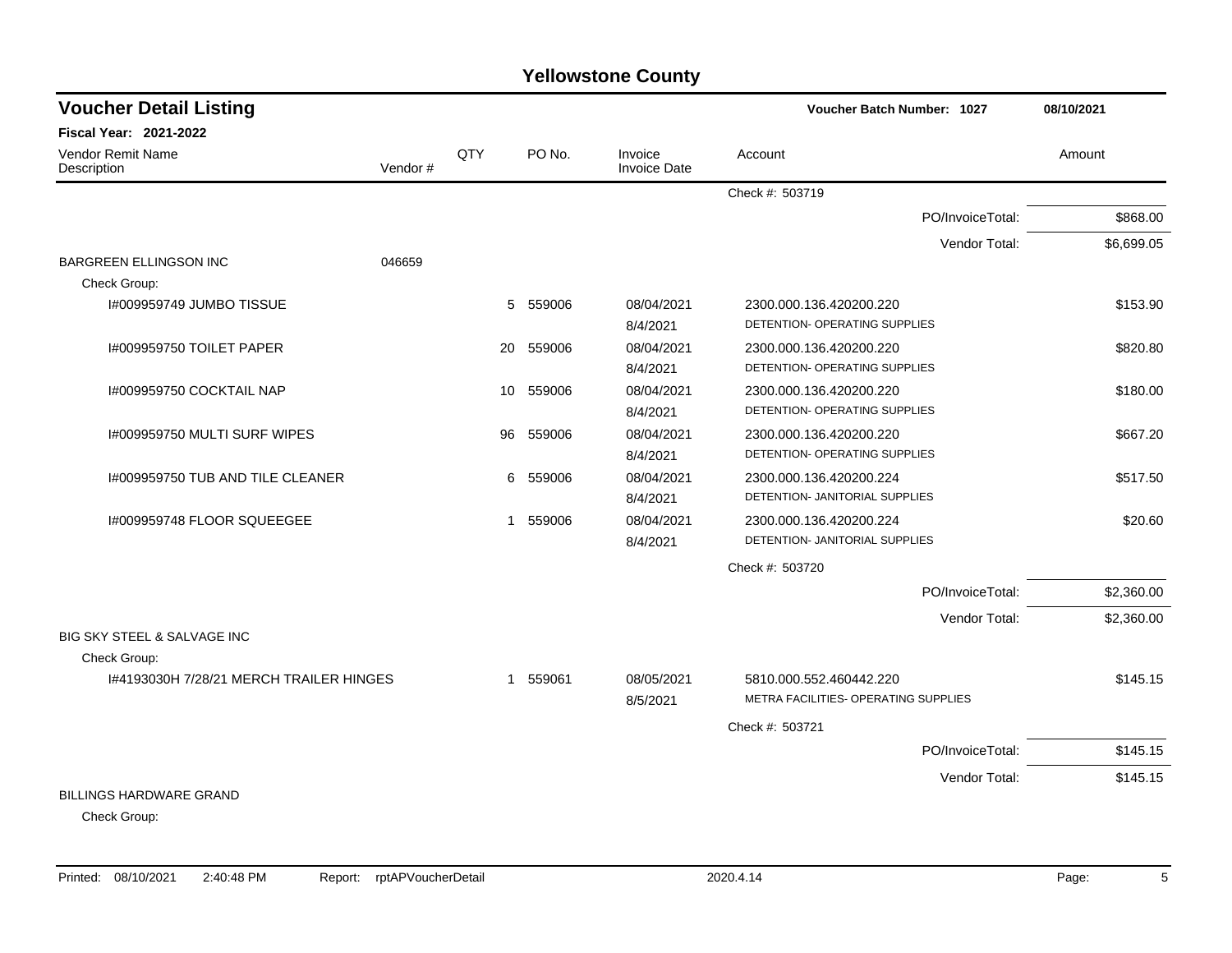# Yellowstone County

## Voucher Detail Listing

**Voucher Batch Number: 1027** — 08/10/2021

**Fiscal Year: 2021-2022**

| Vendor Remit Name / Description | Vendor # | QTY | PO No. | Invoice / Invoice Date | Account | Amount |
|---|---|---|---|---|---|---|
| | | | | | Check #: 503719 | |
| | | | | | PO/InvoiceTotal: | $868.00 |
| | | | | | Vendor Total: | $6,699.05 |
| BARGREEN ELLINGSON INC | 046659 | | | | | |
| Check Group: | | | | | | |
| I#009959749 JUMBO TISSUE | | 5 | 559006 | 08/04/2021 8/4/2021 | 2300.000.136.420200.220 DETENTION- OPERATING SUPPLIES | $153.90 |
| I#009959750 TOILET PAPER | | 20 | 559006 | 08/04/2021 8/4/2021 | 2300.000.136.420200.220 DETENTION- OPERATING SUPPLIES | $820.80 |
| I#009959750 COCKTAIL NAP | | 10 | 559006 | 08/04/2021 8/4/2021 | 2300.000.136.420200.220 DETENTION- OPERATING SUPPLIES | $180.00 |
| I#009959750 MULTI SURF WIPES | | 96 | 559006 | 08/04/2021 8/4/2021 | 2300.000.136.420200.220 DETENTION- OPERATING SUPPLIES | $667.20 |
| I#009959750 TUB AND TILE CLEANER | | 6 | 559006 | 08/04/2021 8/4/2021 | 2300.000.136.420200.224 DETENTION- JANITORIAL SUPPLIES | $517.50 |
| I#009959748 FLOOR SQUEEGEE | | 1 | 559006 | 08/04/2021 8/4/2021 | 2300.000.136.420200.224 DETENTION- JANITORIAL SUPPLIES | $20.60 |
| | | | | | Check #: 503720 | |
| | | | | | PO/InvoiceTotal: | $2,360.00 |
| | | | | | Vendor Total: | $2,360.00 |
| BIG SKY STEEL & SALVAGE INC | | | | | | |
| Check Group: | | | | | | |
| I#4193030H 7/28/21 MERCH TRAILER HINGES | | 1 | 559061 | 08/05/2021 8/5/2021 | 5810.000.552.460442.220 METRA FACILITIES- OPERATING SUPPLIES | $145.15 |
| | | | | | Check #: 503721 | |
| | | | | | PO/InvoiceTotal: | $145.15 |
| | | | | | Vendor Total: | $145.15 |
| BILLINGS HARDWARE GRAND | | | | | | |
| Check Group: | | | | | | |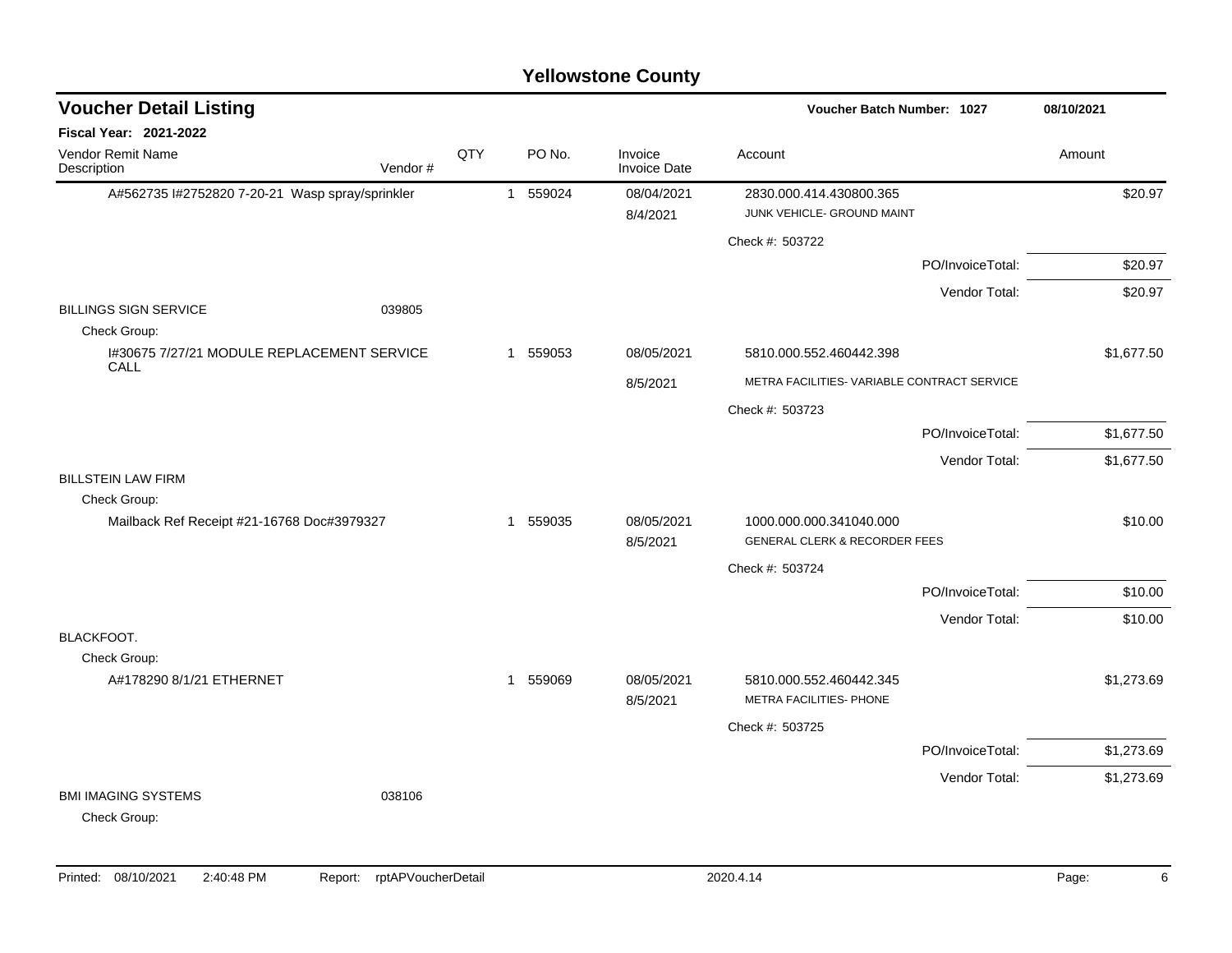# Yellowstone County

## Voucher Detail Listing

**Voucher Batch Number: 1027** 08/10/2021

**Fiscal Year: 2021-2022**

| Vendor Remit Name / Description | Vendor # | QTY | PO No. | Invoice / Invoice Date | Account | Amount |
|---|---|---|---|---|---|---|
| A#562735 I#2752820 7-20-21 Wasp spray/sprinkler | | 1 | 559024 | 08/04/2021 8/4/2021 | 2830.000.414.430800.365 JUNK VEHICLE- GROUND MAINT | $20.97 |
| | | | | | Check #: 503722 | |
| | | | | | PO/InvoiceTotal: | $20.97 |
| | | | | | Vendor Total: | $20.97 |
| BILLINGS SIGN SERVICE | 039805 | | | | | |
| Check Group: | | | | | | |
| I#30675 7/27/21 MODULE REPLACEMENT SERVICE CALL | | 1 | 559053 | 08/05/2021 8/5/2021 | 5810.000.552.460442.398 METRA FACILITIES- VARIABLE CONTRACT SERVICE | $1,677.50 |
| | | | | | Check #: 503723 | |
| | | | | | PO/InvoiceTotal: | $1,677.50 |
| | | | | | Vendor Total: | $1,677.50 |
| BILLSTEIN LAW FIRM | | | | | | |
| Check Group: | | | | | | |
| Mailback Ref Receipt #21-16768 Doc#3979327 | | 1 | 559035 | 08/05/2021 8/5/2021 | 1000.000.000.341040.000 GENERAL CLERK & RECORDER FEES | $10.00 |
| | | | | | Check #: 503724 | |
| | | | | | PO/InvoiceTotal: | $10.00 |
| | | | | | Vendor Total: | $10.00 |
| BLACKFOOT. | | | | | | |
| Check Group: | | | | | | |
| A#178290 8/1/21 ETHERNET | | 1 | 559069 | 08/05/2021 8/5/2021 | 5810.000.552.460442.345 METRA FACILITIES- PHONE | $1,273.69 |
| | | | | | Check #: 503725 | |
| | | | | | PO/InvoiceTotal: | $1,273.69 |
| | | | | | Vendor Total: | $1,273.69 |
| BMI IMAGING SYSTEMS | 038106 | | | | | |
| Check Group: | | | | | | |

Printed: 08/10/2021 2:40:48 PM Report: rptAPVoucherDetail 2020.4.14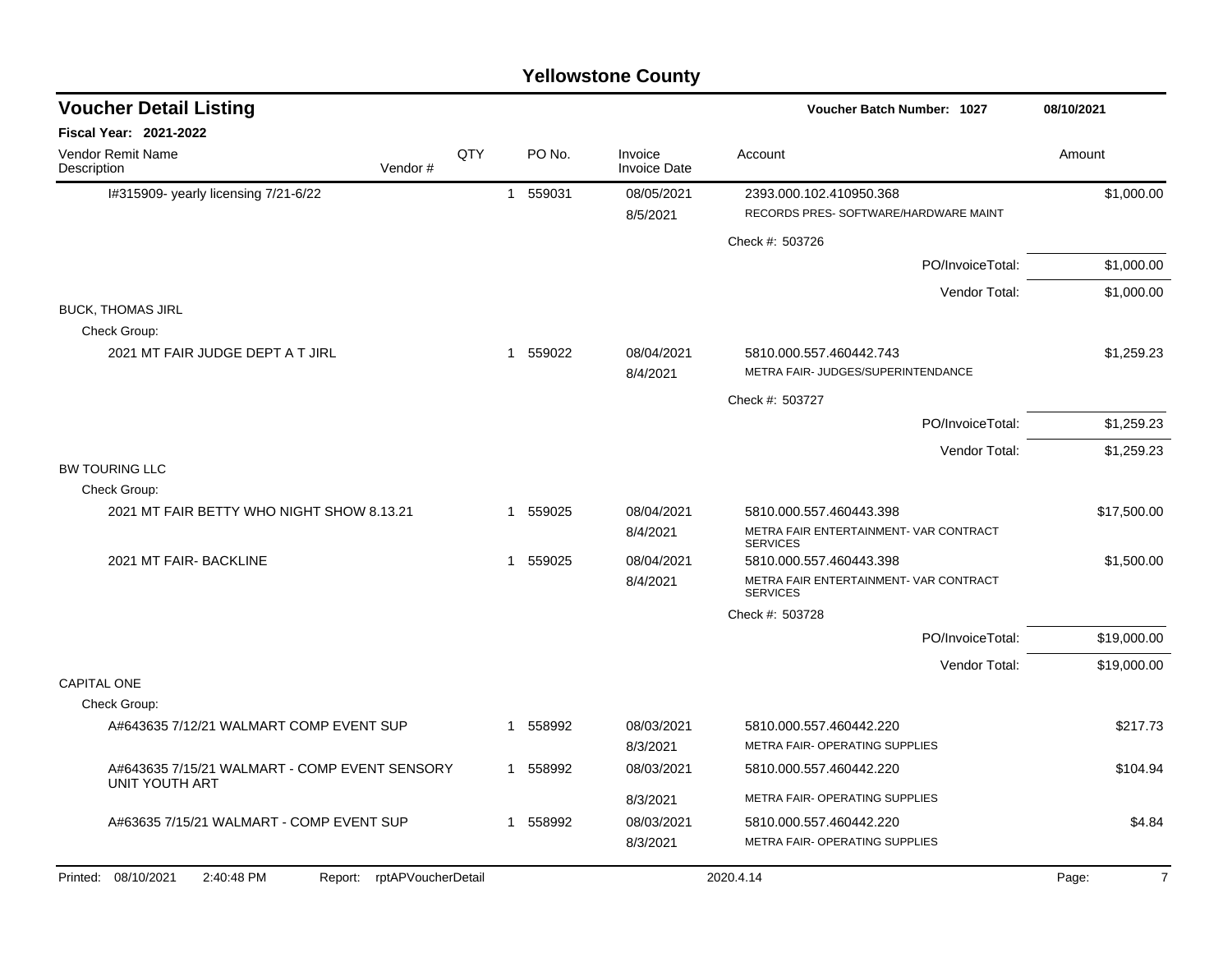## Voucher Detail Listing

**Fiscal Year: 2021-2022**

Voucher Batch Number: 1027 — 08/10/2021

| Vendor Remit Name / Description | Vendor # | QTY | PO No. | Invoice / Invoice Date | Account | Amount |
|---|---|---|---|---|---|---|
| I#315909- yearly licensing 7/21-6/22 | | 1 | 559031 | 08/05/2021<br>8/5/2021 | 2393.000.102.410950.368<br>RECORDS PRES- SOFTWARE/HARDWARE MAINT | $1,000.00 |
| | | | | | Check #: 503726 | |
| | | | | | PO/InvoiceTotal: | $1,000.00 |
| | | | | | Vendor Total: | $1,000.00 |
| BUCK, THOMAS JIRL | | | | | | |
| Check Group: | | | | | | |
| 2021 MT FAIR JUDGE DEPT A T JIRL | | 1 | 559022 | 08/04/2021<br>8/4/2021 | 5810.000.557.460442.743<br>METRA FAIR- JUDGES/SUPERINTENDANCE | $1,259.23 |
| | | | | | Check #: 503727 | |
| | | | | | PO/InvoiceTotal: | $1,259.23 |
| | | | | | Vendor Total: | $1,259.23 |
| BW TOURING LLC | | | | | | |
| Check Group: | | | | | | |
| 2021 MT FAIR BETTY WHO NIGHT SHOW 8.13.21 | | 1 | 559025 | 08/04/2021<br>8/4/2021 | 5810.000.557.460443.398<br>METRA FAIR ENTERTAINMENT- VAR CONTRACT SERVICES | $17,500.00 |
| 2021 MT FAIR- BACKLINE | | 1 | 559025 | 08/04/2021<br>8/4/2021 | 5810.000.557.460443.398<br>METRA FAIR ENTERTAINMENT- VAR CONTRACT SERVICES | $1,500.00 |
| | | | | | Check #: 503728 | |
| | | | | | PO/InvoiceTotal: | $19,000.00 |
| | | | | | Vendor Total: | $19,000.00 |
| CAPITAL ONE | | | | | | |
| Check Group: | | | | | | |
| A#643635 7/12/21 WALMART COMP EVENT SUP | | 1 | 558992 | 08/03/2021<br>8/3/2021 | 5810.000.557.460442.220<br>METRA FAIR- OPERATING SUPPLIES | $217.73 |
| A#643635 7/15/21 WALMART - COMP EVENT SENSORY UNIT YOUTH ART | | 1 | 558992 | 08/03/2021<br>8/3/2021 | 5810.000.557.460442.220<br>METRA FAIR- OPERATING SUPPLIES | $104.94 |
| A#63635 7/15/21 WALMART - COMP EVENT SUP | | 1 | 558992 | 08/03/2021<br>8/3/2021 | 5810.000.557.460442.220<br>METRA FAIR- OPERATING SUPPLIES | $4.84 |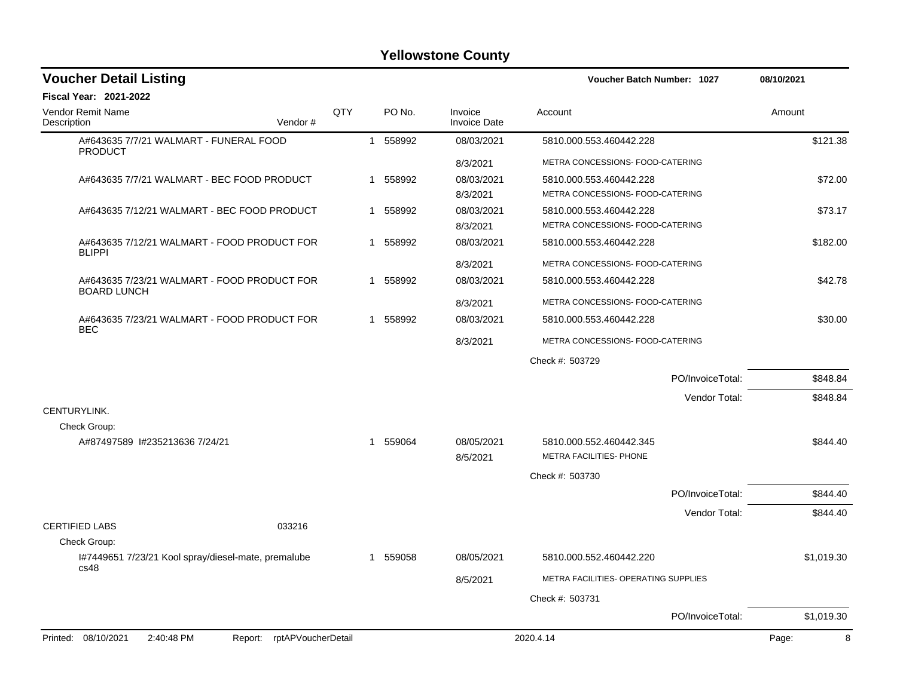# Yellowstone County

## Voucher Detail Listing

Voucher Batch Number: 1027 — 08/10/2021

**Fiscal Year: 2021-2022**

| Vendor Remit Name / Description | Vendor # | QTY | PO No. | Invoice / Invoice Date | Account | Amount |
|---|---|---|---|---|---|---|
| A#643635 7/7/21 WALMART - FUNERAL FOOD PRODUCT | | 1 | 558992 | 08/03/2021 | 5810.000.553.460442.228 | $121.38 |
| | | | | 8/3/2021 | METRA CONCESSIONS- FOOD-CATERING | |
| A#643635 7/7/21 WALMART - BEC FOOD PRODUCT | | 1 | 558992 | 08/03/2021 | 5810.000.553.460442.228 | $72.00 |
| | | | | 8/3/2021 | METRA CONCESSIONS- FOOD-CATERING | |
| A#643635 7/12/21 WALMART - BEC FOOD PRODUCT | | 1 | 558992 | 08/03/2021 | 5810.000.553.460442.228 | $73.17 |
| | | | | 8/3/2021 | METRA CONCESSIONS- FOOD-CATERING | |
| A#643635 7/12/21 WALMART - FOOD PRODUCT FOR BLIPPI | | 1 | 558992 | 08/03/2021 | 5810.000.553.460442.228 | $182.00 |
| | | | | 8/3/2021 | METRA CONCESSIONS- FOOD-CATERING | |
| A#643635 7/23/21 WALMART - FOOD PRODUCT FOR BOARD LUNCH | | 1 | 558992 | 08/03/2021 | 5810.000.553.460442.228 | $42.78 |
| | | | | 8/3/2021 | METRA CONCESSIONS- FOOD-CATERING | |
| A#643635 7/23/21 WALMART - FOOD PRODUCT FOR BEC | | 1 | 558992 | 08/03/2021 | 5810.000.553.460442.228 | $30.00 |
| | | | | 8/3/2021 | METRA CONCESSIONS- FOOD-CATERING | |
| | | | | | Check #: 503729 | |
| | | | | | PO/InvoiceTotal: | $848.84 |
| | | | | | Vendor Total: | $848.84 |
| CENTURYLINK. | | | | | | |
| Check Group: | | | | | | |
| A#87497589 I#235213636 7/24/21 | | 1 | 559064 | 08/05/2021 | 5810.000.552.460442.345 | $844.40 |
| | | | | 8/5/2021 | METRA FACILITIES- PHONE | |
| | | | | | Check #: 503730 | |
| | | | | | PO/InvoiceTotal: | $844.40 |
| | | | | | Vendor Total: | $844.40 |
| CERTIFIED LABS | 033216 | | | | | |
| Check Group: | | | | | | |
| I#7449651 7/23/21 Kool spray/diesel-mate, premalube cs48 | | 1 | 559058 | 08/05/2021 | 5810.000.552.460442.220 | $1,019.30 |
| | | | | 8/5/2021 | METRA FACILITIES- OPERATING SUPPLIES | |
| | | | | | Check #: 503731 | |
| | | | | | PO/InvoiceTotal: | $1,019.30 |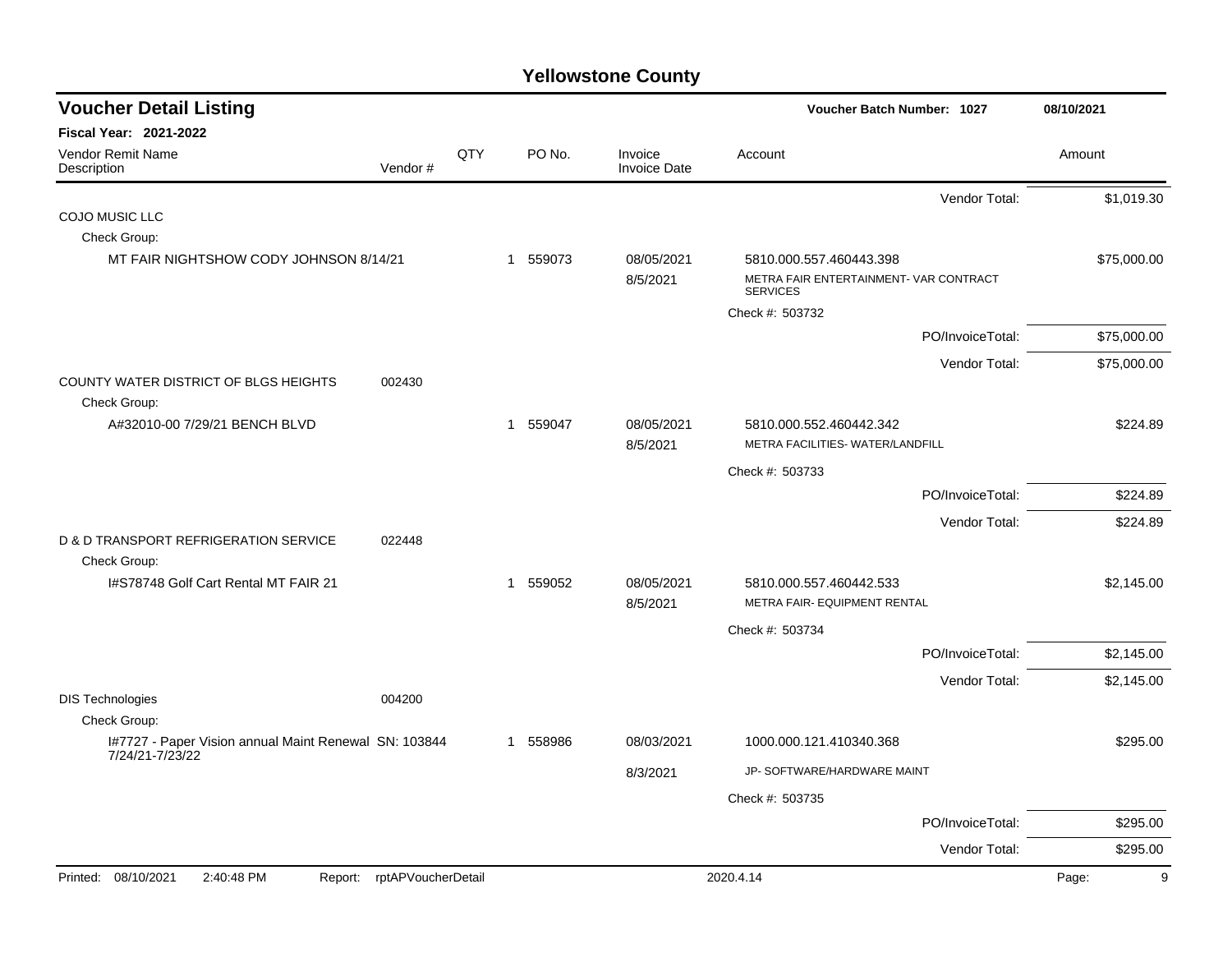# Yellowstone County

## Voucher Detail Listing

**Voucher Batch Number: 1027** — 08/10/2021

**Fiscal Year: 2021-2022**

| Vendor Remit Name / Description | Vendor # | QTY | PO No. | Invoice / Invoice Date | Account | Amount |
|---|---|---|---|---|---|---|
| | | | | | Vendor Total: | $1,019.30 |
| COJO MUSIC LLC | | | | | | |
| Check Group: | | | | | | |
| MT FAIR NIGHTSHOW CODY JOHNSON 8/14/21 | | 1 | 559073 | 08/05/2021 | 5810.000.557.460443.398 | $75,000.00 |
| | | | | 8/5/2021 | METRA FAIR ENTERTAINMENT- VAR CONTRACT SERVICES | |
| | | | | | Check #: 503732 | |
| | | | | | PO/InvoiceTotal: | $75,000.00 |
| | | | | | Vendor Total: | $75,000.00 |
| COUNTY WATER DISTRICT OF BLGS HEIGHTS | 002430 | | | | | |
| Check Group: | | | | | | |
| A#32010-00 7/29/21 BENCH BLVD | | 1 | 559047 | 08/05/2021 | 5810.000.552.460442.342 | $224.89 |
| | | | | 8/5/2021 | METRA FACILITIES- WATER/LANDFILL | |
| | | | | | Check #: 503733 | |
| | | | | | PO/InvoiceTotal: | $224.89 |
| | | | | | Vendor Total: | $224.89 |
| D & D TRANSPORT REFRIGERATION SERVICE | 022448 | | | | | |
| Check Group: | | | | | | |
| I#S78748 Golf Cart Rental MT FAIR 21 | | 1 | 559052 | 08/05/2021 | 5810.000.557.460442.533 | $2,145.00 |
| | | | | 8/5/2021 | METRA FAIR- EQUIPMENT RENTAL | |
| | | | | | Check #: 503734 | |
| | | | | | PO/InvoiceTotal: | $2,145.00 |
| | | | | | Vendor Total: | $2,145.00 |
| DIS Technologies | 004200 | | | | | |
| Check Group: | | | | | | |
| I#7727 - Paper Vision annual Maint Renewal SN: 103844 7/24/21-7/23/22 | | 1 | 558986 | 08/03/2021 | 1000.000.121.410340.368 | $295.00 |
| | | | | 8/3/2021 | JP- SOFTWARE/HARDWARE MAINT | |
| | | | | | Check #: 503735 | |
| | | | | | PO/InvoiceTotal: | $295.00 |
| | | | | | Vendor Total: | $295.00 |

Printed: 08/10/2021 2:40:48 PM Report: rptAPVoucherDetail 2020.4.14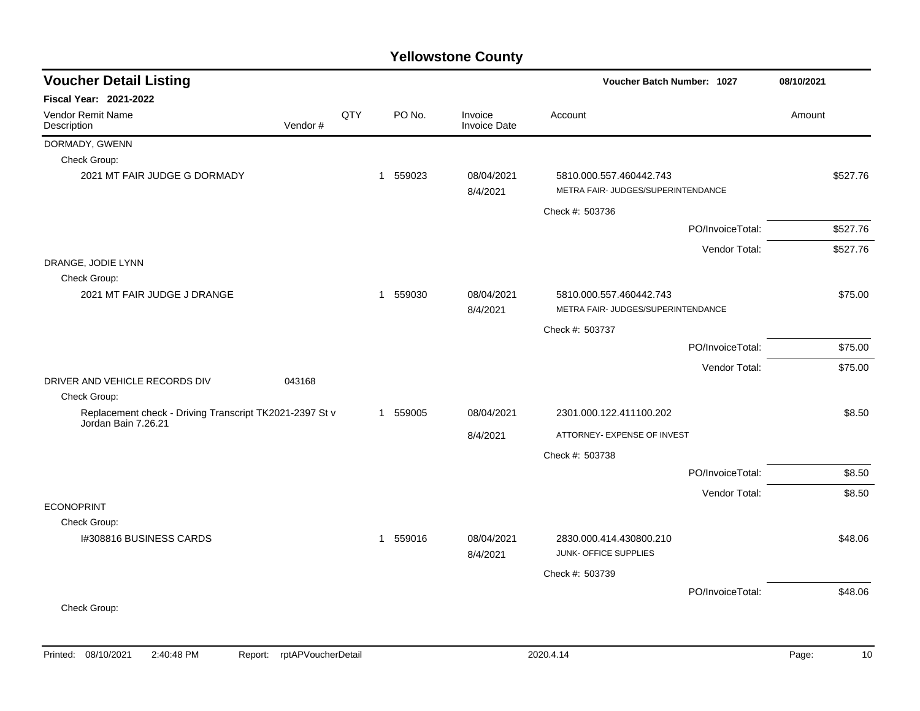# Yellowstone County

## Voucher Detail Listing

**Voucher Batch Number: 1027** | 08/10/2021

**Fiscal Year: 2021-2022**

| Vendor Remit Name / Description | Vendor # | QTY | PO No. | Invoice / Invoice Date | Account | Amount |
|---|---|---|---|---|---|---|
| DORMADY, GWENN | | | | | | |
| Check Group: | | | | | | |
| 2021 MT FAIR JUDGE G DORMADY | | 1 | 559023 | 08/04/2021 / 8/4/2021 | 5810.000.557.460442.743 METRA FAIR- JUDGES/SUPERINTENDANCE | $527.76 |
| | | | | | Check #: 503736 | |
| | | | | | PO/InvoiceTotal: | $527.76 |
| | | | | | Vendor Total: | $527.76 |
| DRANGE, JODIE LYNN | | | | | | |
| Check Group: | | | | | | |
| 2021 MT FAIR JUDGE J DRANGE | | 1 | 559030 | 08/04/2021 / 8/4/2021 | 5810.000.557.460442.743 METRA FAIR- JUDGES/SUPERINTENDANCE | $75.00 |
| | | | | | Check #: 503737 | |
| | | | | | PO/InvoiceTotal: | $75.00 |
| | | | | | Vendor Total: | $75.00 |
| DRIVER AND VEHICLE RECORDS DIV | 043168 | | | | | |
| Check Group: | | | | | | |
| Replacement check - Driving Transcript TK2021-2397 St v Jordan Bain 7.26.21 | | 1 | 559005 | 08/04/2021 / 8/4/2021 | 2301.000.122.411100.202 ATTORNEY- EXPENSE OF INVEST | $8.50 |
| | | | | | Check #: 503738 | |
| | | | | | PO/InvoiceTotal: | $8.50 |
| | | | | | Vendor Total: | $8.50 |
| ECONOPRINT | | | | | | |
| Check Group: | | | | | | |
| I#308816 BUSINESS CARDS | | 1 | 559016 | 08/04/2021 / 8/4/2021 | 2830.000.414.430800.210 JUNK- OFFICE SUPPLIES | $48.06 |
| | | | | | Check #: 503739 | |
| | | | | | PO/InvoiceTotal: | $48.06 |
| Check Group: | | | | | | |

Printed: 08/10/2021 2:40:48 PM Report: rptAPVoucherDetail 2020.4.14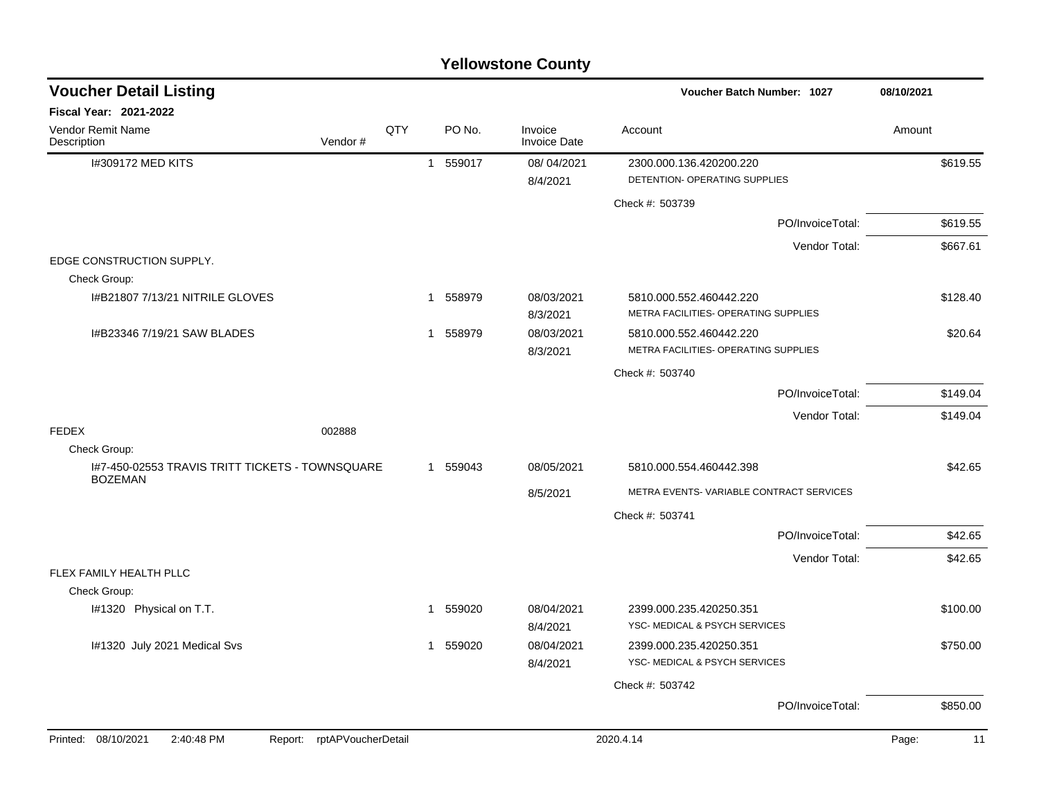# Yellowstone County

## Voucher Detail Listing

**Voucher Batch Number: 1027** — 08/10/2021

**Fiscal Year: 2021-2022**

| Vendor Remit Name / Description | Vendor # | QTY | PO No. | Invoice / Invoice Date | Account | Amount |
|---|---|---|---|---|---|---|
| I#309172 MED KITS | | 1 | 559017 | 08/ 04/2021<br>8/4/2021 | 2300.000.136.420200.220<br>DETENTION- OPERATING SUPPLIES | $619.55 |
| | | | | | Check #: 503739 | |
| | | | | | PO/InvoiceTotal: | $619.55 |
| | | | | | Vendor Total: | $667.61 |
| EDGE CONSTRUCTION SUPPLY. | | | | | | |
| Check Group: | | | | | | |
| I#B21807 7/13/21 NITRILE GLOVES | | 1 | 558979 | 08/03/2021<br>8/3/2021 | 5810.000.552.460442.220<br>METRA FACILITIES- OPERATING SUPPLIES | $128.40 |
| I#B23346 7/19/21 SAW BLADES | | 1 | 558979 | 08/03/2021<br>8/3/2021 | 5810.000.552.460442.220<br>METRA FACILITIES- OPERATING SUPPLIES | $20.64 |
| | | | | | Check #: 503740 | |
| | | | | | PO/InvoiceTotal: | $149.04 |
| | | | | | Vendor Total: | $149.04 |
| FEDEX | 002888 | | | | | |
| Check Group: | | | | | | |
| I#7-450-02553 TRAVIS TRITT TICKETS - TOWNSQUARE BOZEMAN | | 1 | 559043 | 08/05/2021<br>8/5/2021 | 5810.000.554.460442.398<br>METRA EVENTS- VARIABLE CONTRACT SERVICES | $42.65 |
| | | | | | Check #: 503741 | |
| | | | | | PO/InvoiceTotal: | $42.65 |
| | | | | | Vendor Total: | $42.65 |
| FLEX FAMILY HEALTH PLLC | | | | | | |
| Check Group: | | | | | | |
| I#1320 Physical on T.T. | | 1 | 559020 | 08/04/2021<br>8/4/2021 | 2399.000.235.420250.351<br>YSC- MEDICAL & PSYCH SERVICES | $100.00 |
| I#1320 July 2021 Medical Svs | | 1 | 559020 | 08/04/2021<br>8/4/2021 | 2399.000.235.420250.351<br>YSC- MEDICAL & PSYCH SERVICES | $750.00 |
| | | | | | Check #: 503742 | |
| | | | | | PO/InvoiceTotal: | $850.00 |

Printed: 08/10/2021 2:40:48 PM Report: rptAPVoucherDetail 2020.4.14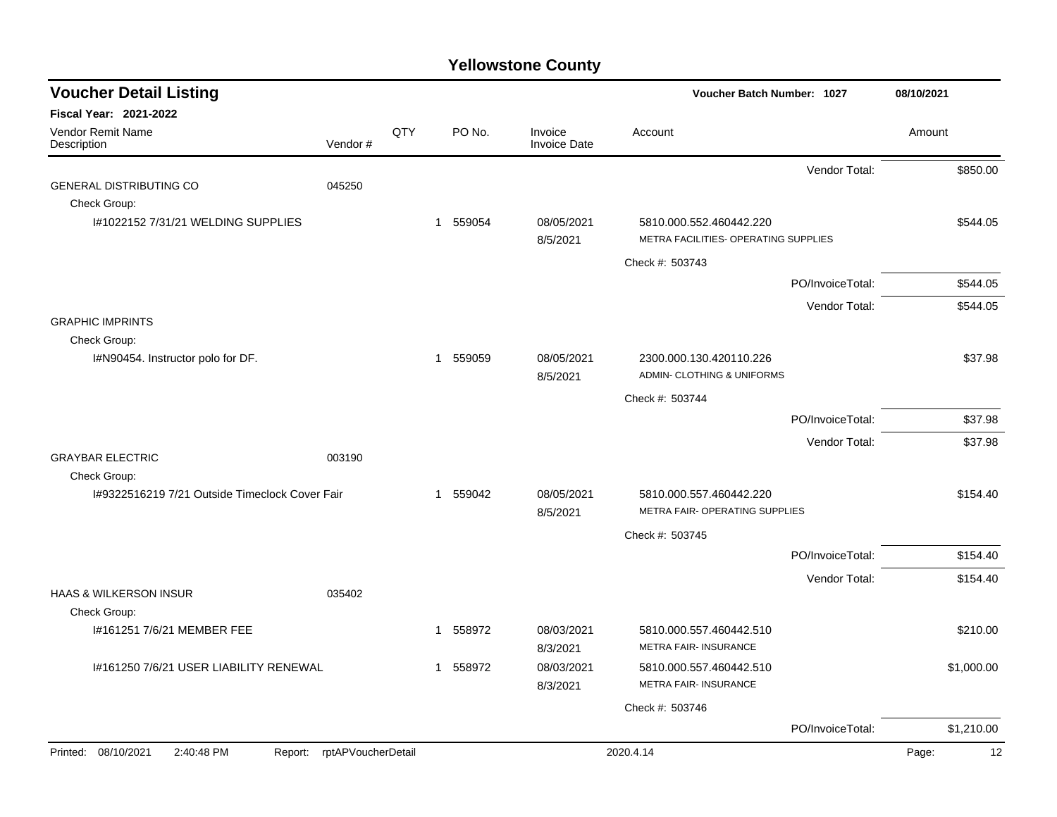# Yellowstone County

## Voucher Detail Listing

**Voucher Batch Number: 1027** 08/10/2021

**Fiscal Year: 2021-2022**

| Vendor Remit Name / Description | Vendor # | QTY | PO No. | Invoice / Invoice Date | Account | Amount |
|---|---|---|---|---|---|---|
| | | | | | Vendor Total: | $850.00 |
| GENERAL DISTRIBUTING CO | 045250 | | | | | |
| Check Group: | | | | | | |
| I#1022152 7/31/21 WELDING SUPPLIES | | 1 | 559054 | 08/05/2021<br>8/5/2021 | 5810.000.552.460442.220<br>METRA FACILITIES- OPERATING SUPPLIES | $544.05 |
| | | | | | Check #: 503743 | |
| | | | | | PO/InvoiceTotal: | $544.05 |
| | | | | | Vendor Total: | $544.05 |
| GRAPHIC IMPRINTS | | | | | | |
| Check Group: | | | | | | |
| I#N90454. Instructor polo for DF. | | 1 | 559059 | 08/05/2021<br>8/5/2021 | 2300.000.130.420110.226<br>ADMIN- CLOTHING & UNIFORMS | $37.98 |
| | | | | | Check #: 503744 | |
| | | | | | PO/InvoiceTotal: | $37.98 |
| | | | | | Vendor Total: | $37.98 |
| GRAYBAR ELECTRIC | 003190 | | | | | |
| Check Group: | | | | | | |
| I#9322516219 7/21 Outside Timeclock Cover Fair | | 1 | 559042 | 08/05/2021<br>8/5/2021 | 5810.000.557.460442.220<br>METRA FAIR- OPERATING SUPPLIES | $154.40 |
| | | | | | Check #: 503745 | |
| | | | | | PO/InvoiceTotal: | $154.40 |
| | | | | | Vendor Total: | $154.40 |
| HAAS & WILKERSON INSUR | 035402 | | | | | |
| Check Group: | | | | | | |
| I#161251 7/6/21 MEMBER FEE | | 1 | 558972 | 08/03/2021<br>8/3/2021 | 5810.000.557.460442.510<br>METRA FAIR- INSURANCE | $210.00 |
| I#161250 7/6/21 USER LIABILITY RENEWAL | | 1 | 558972 | 08/03/2021<br>8/3/2021 | 5810.000.557.460442.510<br>METRA FAIR- INSURANCE | $1,000.00 |
| | | | | | Check #: 503746 | |
| | | | | | PO/InvoiceTotal: | $1,210.00 |

Printed: 08/10/2021 2:40:48 PM Report: rptAPVoucherDetail 2020.4.14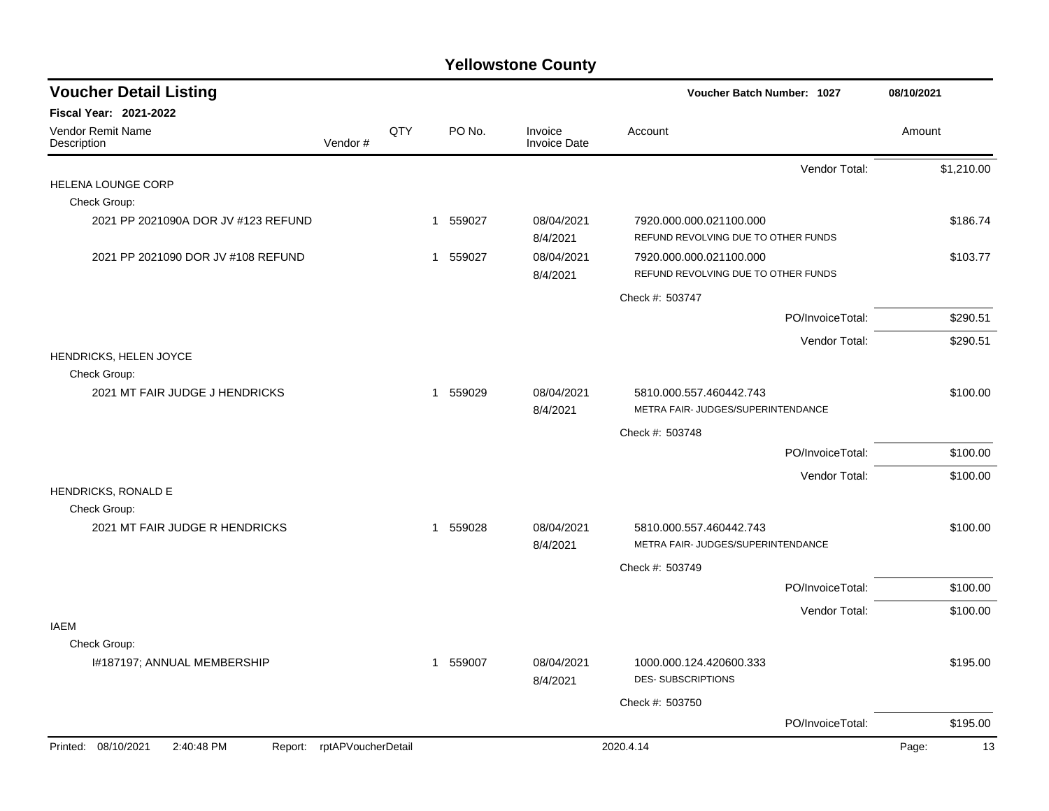# Yellowstone County

## Voucher Detail Listing

**Voucher Batch Number: 1027** 08/10/2021

**Fiscal Year: 2021-2022**

| Vendor Remit Name / Description | Vendor # | QTY | PO No. | Invoice / Invoice Date | Account | Amount |
|---|---|---|---|---|---|---|
| | | | | | Vendor Total: | $1,210.00 |
| HELENA LOUNGE CORP | | | | | | |
| Check Group: | | | | | | |
| 2021 PP 2021090A DOR JV #123 REFUND | | 1 | 559027 | 08/04/2021<br>8/4/2021 | 7920.000.000.021100.000<br>REFUND REVOLVING DUE TO OTHER FUNDS | $186.74 |
| 2021 PP 2021090 DOR JV #108 REFUND | | 1 | 559027 | 08/04/2021<br>8/4/2021 | 7920.000.000.021100.000<br>REFUND REVOLVING DUE TO OTHER FUNDS | $103.77 |
| | | | | | Check #: 503747 | |
| | | | | | PO/InvoiceTotal: | $290.51 |
| | | | | | Vendor Total: | $290.51 |
| HENDRICKS, HELEN JOYCE | | | | | | |
| Check Group: | | | | | | |
| 2021 MT FAIR JUDGE J HENDRICKS | | 1 | 559029 | 08/04/2021<br>8/4/2021 | 5810.000.557.460442.743<br>METRA FAIR- JUDGES/SUPERINTENDANCE | $100.00 |
| | | | | | Check #: 503748 | |
| | | | | | PO/InvoiceTotal: | $100.00 |
| | | | | | Vendor Total: | $100.00 |
| HENDRICKS, RONALD E | | | | | | |
| Check Group: | | | | | | |
| 2021 MT FAIR JUDGE R HENDRICKS | | 1 | 559028 | 08/04/2021<br>8/4/2021 | 5810.000.557.460442.743<br>METRA FAIR- JUDGES/SUPERINTENDANCE | $100.00 |
| | | | | | Check #: 503749 | |
| | | | | | PO/InvoiceTotal: | $100.00 |
| | | | | | Vendor Total: | $100.00 |
| IAEM | | | | | | |
| Check Group: | | | | | | |
| I#187197; ANNUAL MEMBERSHIP | | 1 | 559007 | 08/04/2021<br>8/4/2021 | 1000.000.124.420600.333<br>DES- SUBSCRIPTIONS | $195.00 |
| | | | | | Check #: 503750 | |
| | | | | | PO/InvoiceTotal: | $195.00 |

Printed: 08/10/2021 2:40:48 PM Report: rptAPVoucherDetail 2020.4.14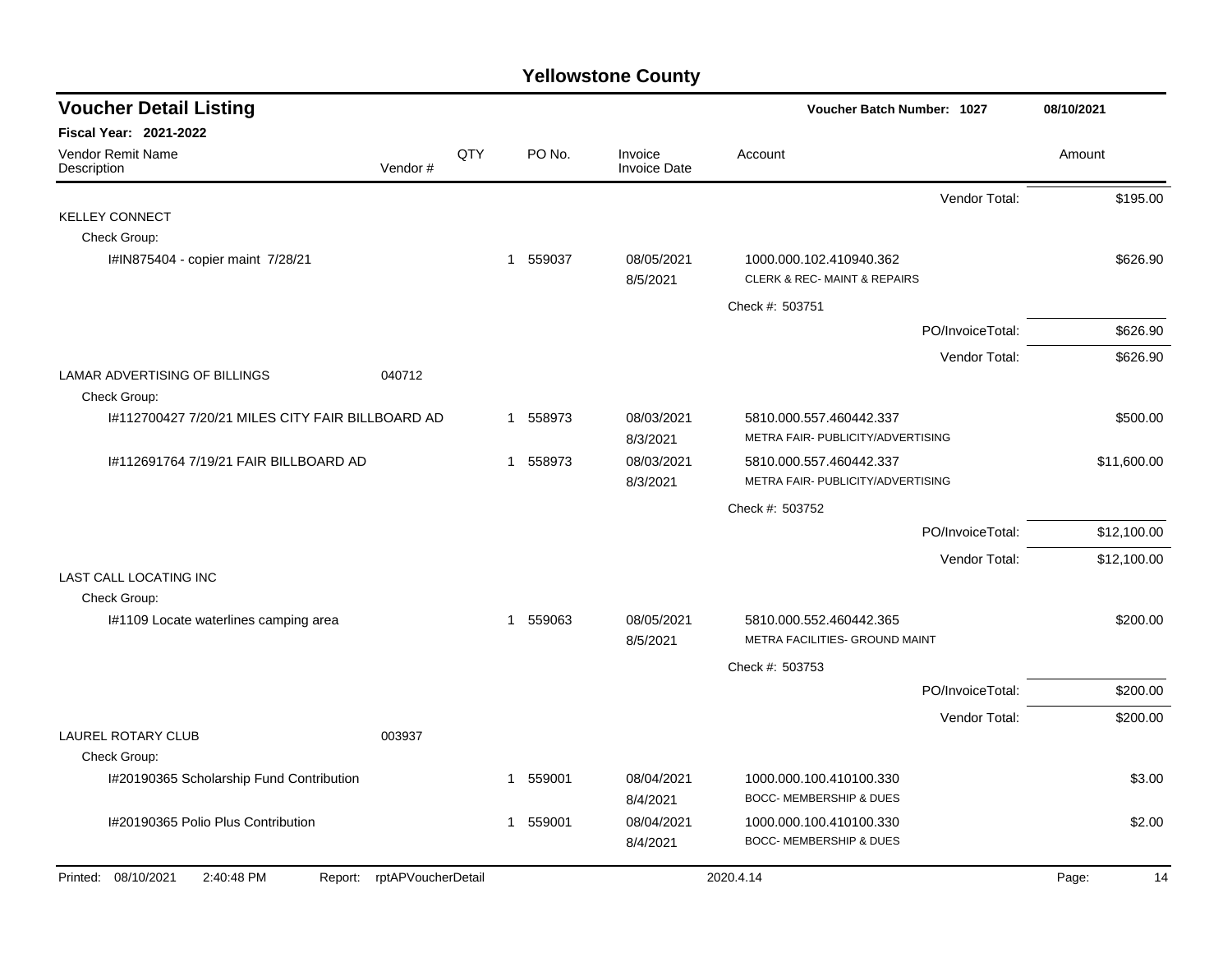# Yellowstone County

## Voucher Detail Listing

Voucher Batch Number: 1027 — 08/10/2021

**Fiscal Year: 2021-2022**

| Vendor Remit Name / Description | Vendor # | QTY | PO No. | Invoice / Invoice Date | Account | Amount |
|---|---|---|---|---|---|---|
| | | | | | Vendor Total: | $195.00 |
| KELLEY CONNECT | | | | | | |
| Check Group: | | | | | | |
| I#IN875404 - copier maint 7/28/21 | | 1 | 559037 | 08/05/2021 8/5/2021 | 1000.000.102.410940.362 CLERK & REC- MAINT & REPAIRS | $626.90 |
| | | | | | Check #: 503751 | |
| | | | | | PO/InvoiceTotal: | $626.90 |
| | | | | | Vendor Total: | $626.90 |
| LAMAR ADVERTISING OF BILLINGS | 040712 | | | | | |
| Check Group: | | | | | | |
| I#112700427 7/20/21 MILES CITY FAIR BILLBOARD AD | | 1 | 558973 | 08/03/2021 8/3/2021 | 5810.000.557.460442.337 METRA FAIR- PUBLICITY/ADVERTISING | $500.00 |
| I#112691764 7/19/21 FAIR BILLBOARD AD | | 1 | 558973 | 08/03/2021 8/3/2021 | 5810.000.557.460442.337 METRA FAIR- PUBLICITY/ADVERTISING | $11,600.00 |
| | | | | | Check #: 503752 | |
| | | | | | PO/InvoiceTotal: | $12,100.00 |
| | | | | | Vendor Total: | $12,100.00 |
| LAST CALL LOCATING INC | | | | | | |
| Check Group: | | | | | | |
| I#1109 Locate waterlines camping area | | 1 | 559063 | 08/05/2021 8/5/2021 | 5810.000.552.460442.365 METRA FACILITIES- GROUND MAINT | $200.00 |
| | | | | | Check #: 503753 | |
| | | | | | PO/InvoiceTotal: | $200.00 |
| | | | | | Vendor Total: | $200.00 |
| LAUREL ROTARY CLUB | 003937 | | | | | |
| Check Group: | | | | | | |
| I#20190365 Scholarship Fund Contribution | | 1 | 559001 | 08/04/2021 8/4/2021 | 1000.000.100.410100.330 BOCC- MEMBERSHIP & DUES | $3.00 |
| I#20190365 Polio Plus Contribution | | 1 | 559001 | 08/04/2021 8/4/2021 | 1000.000.100.410100.330 BOCC- MEMBERSHIP & DUES | $2.00 |

Printed: 08/10/2021 2:40:48 PM Report: rptAPVoucherDetail 2020.4.14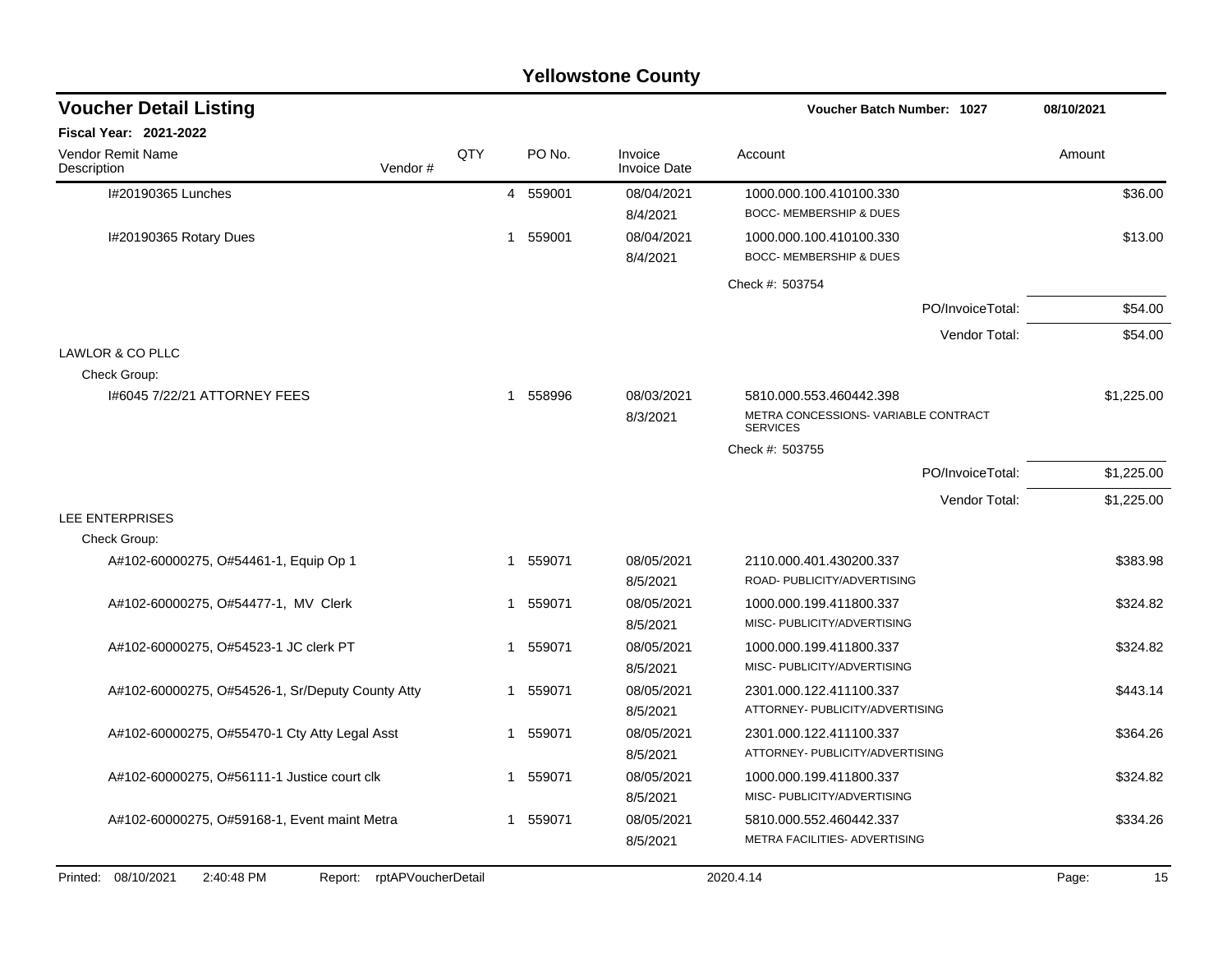# Yellowstone County

## Voucher Detail Listing

Voucher Batch Number: 1027 — 08/10/2021

**Fiscal Year: 2021-2022**

| Vendor Remit Name / Description | Vendor # | QTY | PO No. | Invoice / Invoice Date | Account | Amount |
|---|---|---|---|---|---|---|
| I#20190365 Lunches | | 4 | 559001 | 08/04/2021<br>8/4/2021 | 1000.000.100.410100.330<br>BOCC- MEMBERSHIP & DUES | $36.00 |
| I#20190365 Rotary Dues | | 1 | 559001 | 08/04/2021<br>8/4/2021 | 1000.000.100.410100.330<br>BOCC- MEMBERSHIP & DUES | $13.00 |
| | | | | | Check #: 503754 | |
| | | | | | PO/InvoiceTotal: | $54.00 |
| | | | | | Vendor Total: | $54.00 |
| LAWLOR & CO PLLC | | | | | | |
| Check Group: | | | | | | |
| I#6045 7/22/21 ATTORNEY FEES | | 1 | 558996 | 08/03/2021<br>8/3/2021 | 5810.000.553.460442.398<br>METRA CONCESSIONS- VARIABLE CONTRACT SERVICES | $1,225.00 |
| | | | | | Check #: 503755 | |
| | | | | | PO/InvoiceTotal: | $1,225.00 |
| | | | | | Vendor Total: | $1,225.00 |
| LEE ENTERPRISES | | | | | | |
| Check Group: | | | | | | |
| A#102-60000275, O#54461-1, Equip Op 1 | | 1 | 559071 | 08/05/2021<br>8/5/2021 | 2110.000.401.430200.337<br>ROAD- PUBLICITY/ADVERTISING | $383.98 |
| A#102-60000275, O#54477-1, MV Clerk | | 1 | 559071 | 08/05/2021<br>8/5/2021 | 1000.000.199.411800.337<br>MISC- PUBLICITY/ADVERTISING | $324.82 |
| A#102-60000275, O#54523-1 JC clerk PT | | 1 | 559071 | 08/05/2021<br>8/5/2021 | 1000.000.199.411800.337<br>MISC- PUBLICITY/ADVERTISING | $324.82 |
| A#102-60000275, O#54526-1, Sr/Deputy County Atty | | 1 | 559071 | 08/05/2021<br>8/5/2021 | 2301.000.122.411100.337<br>ATTORNEY- PUBLICITY/ADVERTISING | $443.14 |
| A#102-60000275, O#55470-1 Cty Atty Legal Asst | | 1 | 559071 | 08/05/2021<br>8/5/2021 | 2301.000.122.411100.337<br>ATTORNEY- PUBLICITY/ADVERTISING | $364.26 |
| A#102-60000275, O#56111-1 Justice court clk | | 1 | 559071 | 08/05/2021<br>8/5/2021 | 1000.000.199.411800.337<br>MISC- PUBLICITY/ADVERTISING | $324.82 |
| A#102-60000275, O#59168-1, Event maint Metra | | 1 | 559071 | 08/05/2021<br>8/5/2021 | 5810.000.552.460442.337<br>METRA FACILITIES- ADVERTISING | $334.26 |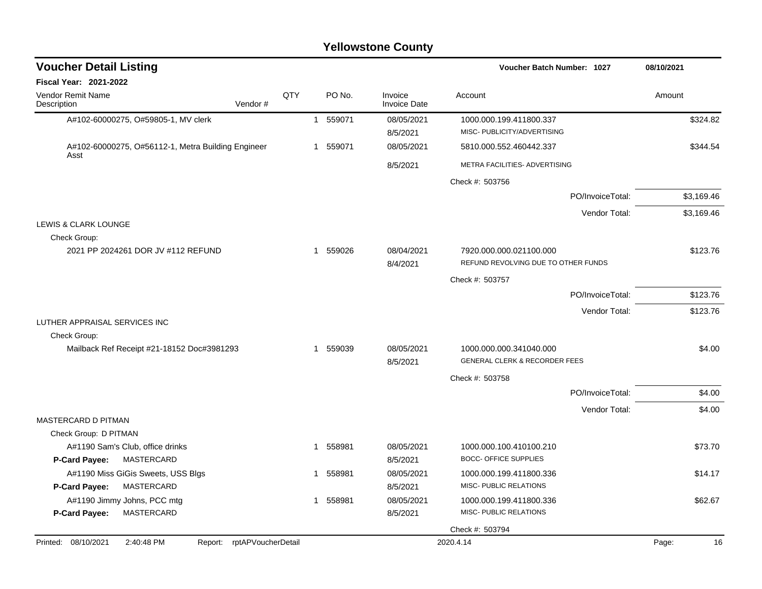# Yellowstone County

## Voucher Detail Listing

**Voucher Batch Number: 1027** — 08/10/2021

**Fiscal Year: 2021-2022**

| Vendor Remit Name / Description | Vendor # | QTY | PO No. | Invoice / Invoice Date | Account | Amount |
|---|---|---|---|---|---|---|
| A#102-60000275, O#59805-1, MV clerk | | 1 | 559071 | 08/05/2021 | 1000.000.199.411800.337 | $324.82 |
| | | | | 8/5/2021 | MISC- PUBLICITY/ADVERTISING | |
| A#102-60000275, O#56112-1, Metra Building Engineer Asst | | 1 | 559071 | 08/05/2021 | 5810.000.552.460442.337 | $344.54 |
| | | | | 8/5/2021 | METRA FACILITIES- ADVERTISING | |
| | | | | | Check #: 503756 | |
| | | | | | PO/InvoiceTotal: | $3,169.46 |
| | | | | | Vendor Total: | $3,169.46 |
| LEWIS & CLARK LOUNGE | | | | | | |
| Check Group: | | | | | | |
| 2021 PP 2024261 DOR JV #112 REFUND | | 1 | 559026 | 08/04/2021 | 7920.000.000.021100.000 | $123.76 |
| | | | | 8/4/2021 | REFUND REVOLVING DUE TO OTHER FUNDS | |
| | | | | | Check #: 503757 | |
| | | | | | PO/InvoiceTotal: | $123.76 |
| | | | | | Vendor Total: | $123.76 |
| LUTHER APPRAISAL SERVICES INC | | | | | | |
| Check Group: | | | | | | |
| Mailback Ref Receipt #21-18152 Doc#3981293 | | 1 | 559039 | 08/05/2021 | 1000.000.000.341040.000 | $4.00 |
| | | | | 8/5/2021 | GENERAL CLERK & RECORDER FEES | |
| | | | | | Check #: 503758 | |
| | | | | | PO/InvoiceTotal: | $4.00 |
| | | | | | Vendor Total: | $4.00 |
| MASTERCARD D PITMAN | | | | | | |
| Check Group: D PITMAN | | | | | | |
| A#1190 Sam's Club, office drinks | | 1 | 558981 | 08/05/2021 | 1000.000.100.410100.210 | $73.70 |
| **P-Card Payee:** MASTERCARD | | | | 8/5/2021 | BOCC- OFFICE SUPPLIES | |
| A#1190 Miss GiGis Sweets, USS Blgs | | 1 | 558981 | 08/05/2021 | 1000.000.199.411800.336 | $14.17 |
| **P-Card Payee:** MASTERCARD | | | | 8/5/2021 | MISC- PUBLIC RELATIONS | |
| A#1190 Jimmy Johns, PCC mtg | | 1 | 558981 | 08/05/2021 | 1000.000.199.411800.336 | $62.67 |
| **P-Card Payee:** MASTERCARD | | | | 8/5/2021 | MISC- PUBLIC RELATIONS | |
| | | | | | Check #: 503794 | |

Printed: 08/10/2021 2:40:48 PM Report: rptAPVoucherDetail 2020.4.14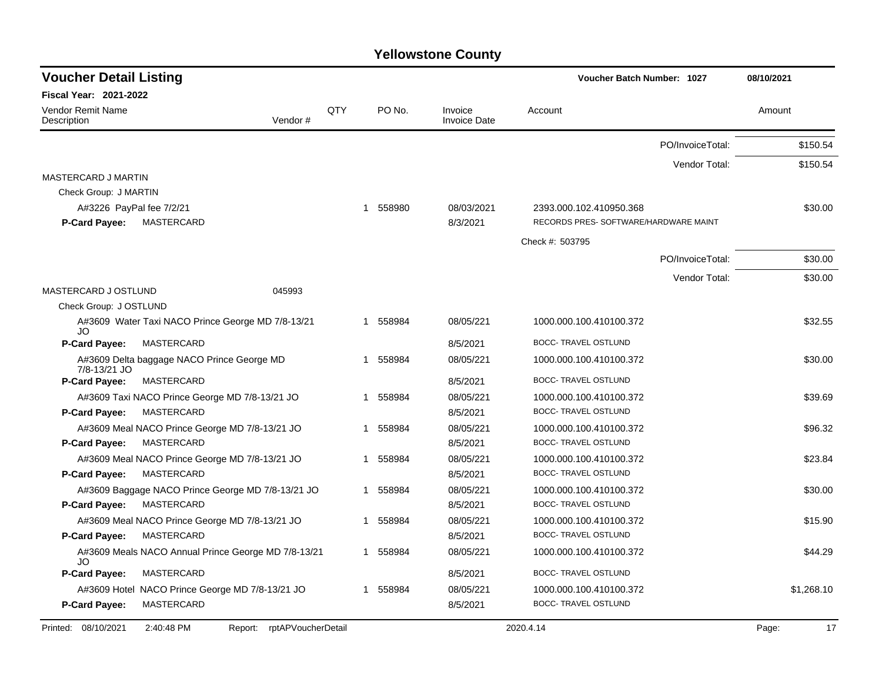# Yellowstone County

## Voucher Detail Listing

**Voucher Batch Number: 1027** — 08/10/2021

**Fiscal Year: 2021-2022**

| Vendor Remit Name / Description | Vendor # | QTY | PO No. | Invoice / Invoice Date | Account | Amount |
|---|---|---|---|---|---|---|
| | | | | | PO/InvoiceTotal: | $150.54 |
| | | | | | Vendor Total: | $150.54 |
| MASTERCARD J MARTIN | | | | | | |
| Check Group: J MARTIN | | | | | | |
| A#3226 PayPal fee 7/2/21 | | 1 | 558980 | 08/03/2021 | 2393.000.102.410950.368 | $30.00 |
| **P-Card Payee:** MASTERCARD | | | | 8/3/2021 | RECORDS PRES- SOFTWARE/HARDWARE MAINT | |
| | | | | | Check #: 503795 | |
| | | | | | PO/InvoiceTotal: | $30.00 |
| | | | | | Vendor Total: | $30.00 |
| MASTERCARD J OSTLUND | 045993 | | | | | |
| Check Group: J OSTLUND | | | | | | |
| A#3609 Water Taxi NACO Prince George MD 7/8-13/21 JO | | 1 | 558984 | 08/05/221 | 1000.000.100.410100.372 | $32.55 |
| **P-Card Payee:** MASTERCARD | | | | 8/5/2021 | BOCC- TRAVEL OSTLUND | |
| A#3609 Delta baggage NACO Prince George MD 7/8-13/21 JO | | 1 | 558984 | 08/05/221 | 1000.000.100.410100.372 | $30.00 |
| **P-Card Payee:** MASTERCARD | | | | 8/5/2021 | BOCC- TRAVEL OSTLUND | |
| A#3609 Taxi NACO Prince George MD 7/8-13/21 JO | | 1 | 558984 | 08/05/221 | 1000.000.100.410100.372 | $39.69 |
| **P-Card Payee:** MASTERCARD | | | | 8/5/2021 | BOCC- TRAVEL OSTLUND | |
| A#3609 Meal NACO Prince George MD 7/8-13/21 JO | | 1 | 558984 | 08/05/221 | 1000.000.100.410100.372 | $96.32 |
| **P-Card Payee:** MASTERCARD | | | | 8/5/2021 | BOCC- TRAVEL OSTLUND | |
| A#3609 Meal NACO Prince George MD 7/8-13/21 JO | | 1 | 558984 | 08/05/221 | 1000.000.100.410100.372 | $23.84 |
| **P-Card Payee:** MASTERCARD | | | | 8/5/2021 | BOCC- TRAVEL OSTLUND | |
| A#3609 Baggage NACO Prince George MD 7/8-13/21 JO | | 1 | 558984 | 08/05/221 | 1000.000.100.410100.372 | $30.00 |
| **P-Card Payee:** MASTERCARD | | | | 8/5/2021 | BOCC- TRAVEL OSTLUND | |
| A#3609 Meal NACO Prince George MD 7/8-13/21 JO | | 1 | 558984 | 08/05/221 | 1000.000.100.410100.372 | $15.90 |
| **P-Card Payee:** MASTERCARD | | | | 8/5/2021 | BOCC- TRAVEL OSTLUND | |
| A#3609 Meals NACO Annual Prince George MD 7/8-13/21 JO | | 1 | 558984 | 08/05/221 | 1000.000.100.410100.372 | $44.29 |
| **P-Card Payee:** MASTERCARD | | | | 8/5/2021 | BOCC- TRAVEL OSTLUND | |
| A#3609 Hotel NACO Prince George MD 7/8-13/21 JO | | 1 | 558984 | 08/05/221 | 1000.000.100.410100.372 | $1,268.10 |
| **P-Card Payee:** MASTERCARD | | | | 8/5/2021 | BOCC- TRAVEL OSTLUND | |

Printed: 08/10/2021 2:40:48 PM Report: rptAPVoucherDetail 2020.4.14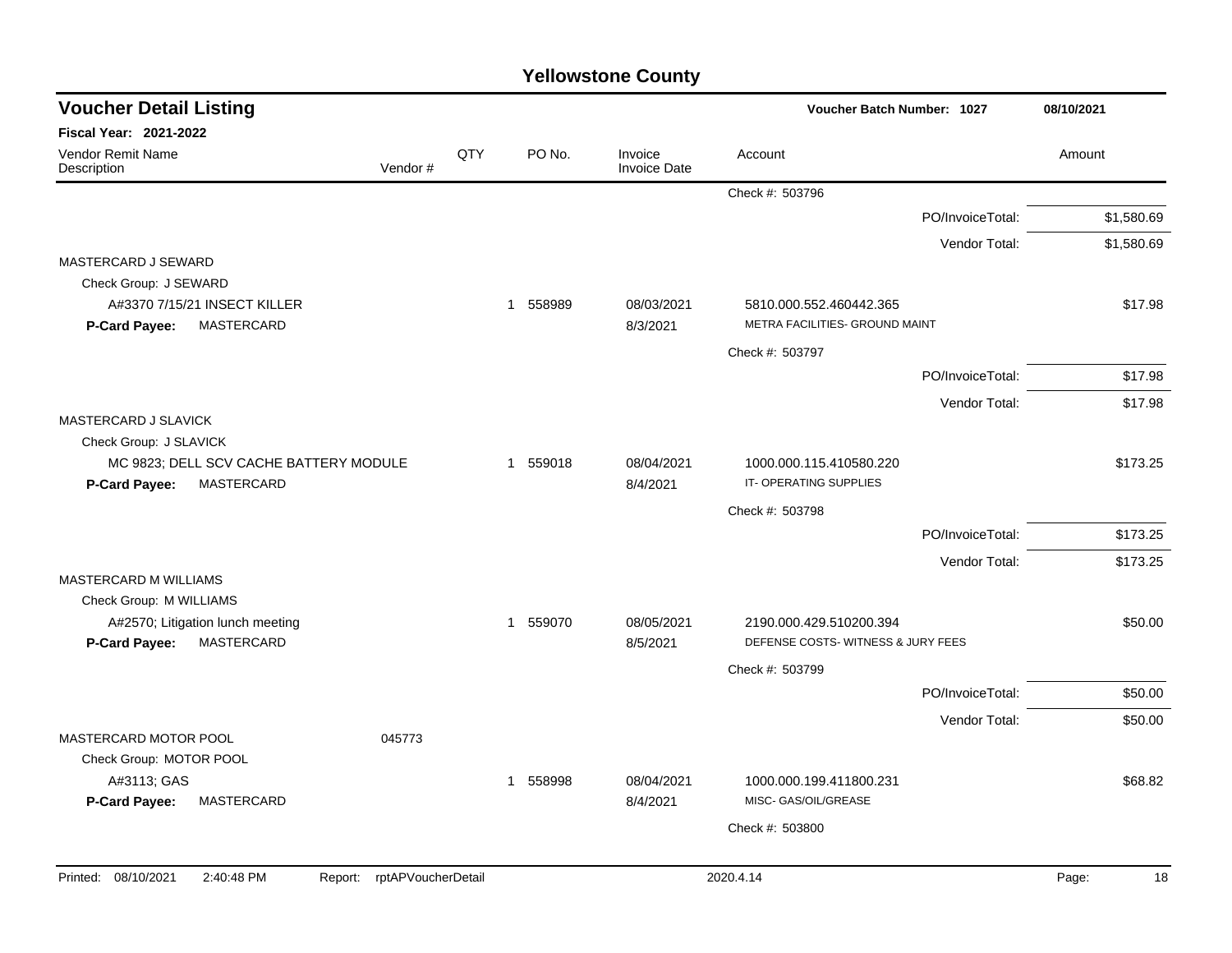# Yellowstone County

## Voucher Detail Listing

Voucher Batch Number: 1027 — 08/10/2021

**Fiscal Year: 2021-2022**

| Vendor Remit Name / Description | Vendor # | QTY | PO No. | Invoice / Invoice Date | Account | Amount |
|---|---|---|---|---|---|---|
| | | | | | Check #: 503796 | |
| | | | | | PO/InvoiceTotal: | $1,580.69 |
| | | | | | Vendor Total: | $1,580.69 |
| MASTERCARD J SEWARD | | | | | | |
| Check Group: J SEWARD | | | | | | |
| A#3370 7/15/21 INSECT KILLER | | 1 | 558989 | 08/03/2021 | 5810.000.552.460442.365 | $17.98 |
| **P-Card Payee:** MASTERCARD | | | | 8/3/2021 | METRA FACILITIES- GROUND MAINT | |
| | | | | | Check #: 503797 | |
| | | | | | PO/InvoiceTotal: | $17.98 |
| | | | | | Vendor Total: | $17.98 |
| MASTERCARD J SLAVICK | | | | | | |
| Check Group: J SLAVICK | | | | | | |
| MC 9823; DELL SCV CACHE BATTERY MODULE | | 1 | 559018 | 08/04/2021 | 1000.000.115.410580.220 | $173.25 |
| **P-Card Payee:** MASTERCARD | | | | 8/4/2021 | IT- OPERATING SUPPLIES | |
| | | | | | Check #: 503798 | |
| | | | | | PO/InvoiceTotal: | $173.25 |
| | | | | | Vendor Total: | $173.25 |
| MASTERCARD M WILLIAMS | | | | | | |
| Check Group: M WILLIAMS | | | | | | |
| A#2570; Litigation lunch meeting | | 1 | 559070 | 08/05/2021 | 2190.000.429.510200.394 | $50.00 |
| **P-Card Payee:** MASTERCARD | | | | 8/5/2021 | DEFENSE COSTS- WITNESS & JURY FEES | |
| | | | | | Check #: 503799 | |
| | | | | | PO/InvoiceTotal: | $50.00 |
| | | | | | Vendor Total: | $50.00 |
| MASTERCARD MOTOR POOL | 045773 | | | | | |
| Check Group: MOTOR POOL | | | | | | |
| A#3113; GAS | | 1 | 558998 | 08/04/2021 | 1000.000.199.411800.231 | $68.82 |
| **P-Card Payee:** MASTERCARD | | | | 8/4/2021 | MISC- GAS/OIL/GREASE | |
| | | | | | Check #: 503800 | |

Printed: 08/10/2021 2:40:48 PM Report: rptAPVoucherDetail 2020.4.14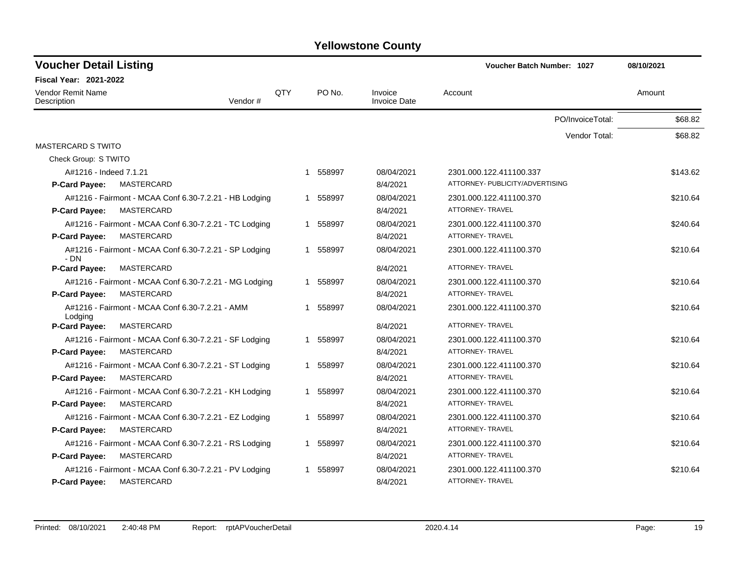## Yellowstone County

### Voucher Detail Listing

**Voucher Batch Number: 1027** — 08/10/2021

**Fiscal Year: 2021-2022**

| Vendor Remit Name / Description | Vendor # | QTY | PO No. | Invoice / Invoice Date | Account | Amount |
|---|---|---|---|---|---|---|
| | | | | | PO/InvoiceTotal: | $68.82 |
| | | | | | Vendor Total: | $68.82 |
| MASTERCARD S TWITO | | | | | | |
| Check Group: S TWITO | | | | | | |
| A#1216 - Indeed 7.1.21 | | 1 | 558997 | 08/04/2021 | 2301.000.122.411100.337 | $143.62 |
| **P-Card Payee:** MASTERCARD | | | | 8/4/2021 | ATTORNEY- PUBLICITY/ADVERTISING | |
| A#1216 - Fairmont - MCAA Conf 6.30-7.2.21 - HB Lodging | | 1 | 558997 | 08/04/2021 | 2301.000.122.411100.370 | $210.64 |
| **P-Card Payee:** MASTERCARD | | | | 8/4/2021 | ATTORNEY- TRAVEL | |
| A#1216 - Fairmont - MCAA Conf 6.30-7.2.21 - TC Lodging | | 1 | 558997 | 08/04/2021 | 2301.000.122.411100.370 | $240.64 |
| **P-Card Payee:** MASTERCARD | | | | 8/4/2021 | ATTORNEY- TRAVEL | |
| A#1216 - Fairmont - MCAA Conf 6.30-7.2.21 - SP Lodging - DN | | 1 | 558997 | 08/04/2021 | 2301.000.122.411100.370 | $210.64 |
| **P-Card Payee:** MASTERCARD | | | | 8/4/2021 | ATTORNEY- TRAVEL | |
| A#1216 - Fairmont - MCAA Conf 6.30-7.2.21 - MG Lodging | | 1 | 558997 | 08/04/2021 | 2301.000.122.411100.370 | $210.64 |
| **P-Card Payee:** MASTERCARD | | | | 8/4/2021 | ATTORNEY- TRAVEL | |
| A#1216 - Fairmont - MCAA Conf 6.30-7.2.21 - AMM Lodging | | 1 | 558997 | 08/04/2021 | 2301.000.122.411100.370 | $210.64 |
| **P-Card Payee:** MASTERCARD | | | | 8/4/2021 | ATTORNEY- TRAVEL | |
| A#1216 - Fairmont - MCAA Conf 6.30-7.2.21 - SF Lodging | | 1 | 558997 | 08/04/2021 | 2301.000.122.411100.370 | $210.64 |
| **P-Card Payee:** MASTERCARD | | | | 8/4/2021 | ATTORNEY- TRAVEL | |
| A#1216 - Fairmont - MCAA Conf 6.30-7.2.21 - ST Lodging | | 1 | 558997 | 08/04/2021 | 2301.000.122.411100.370 | $210.64 |
| **P-Card Payee:** MASTERCARD | | | | 8/4/2021 | ATTORNEY- TRAVEL | |
| A#1216 - Fairmont - MCAA Conf 6.30-7.2.21 - KH Lodging | | 1 | 558997 | 08/04/2021 | 2301.000.122.411100.370 | $210.64 |
| **P-Card Payee:** MASTERCARD | | | | 8/4/2021 | ATTORNEY- TRAVEL | |
| A#1216 - Fairmont - MCAA Conf 6.30-7.2.21 - EZ Lodging | | 1 | 558997 | 08/04/2021 | 2301.000.122.411100.370 | $210.64 |
| **P-Card Payee:** MASTERCARD | | | | 8/4/2021 | ATTORNEY- TRAVEL | |
| A#1216 - Fairmont - MCAA Conf 6.30-7.2.21 - RS Lodging | | 1 | 558997 | 08/04/2021 | 2301.000.122.411100.370 | $210.64 |
| **P-Card Payee:** MASTERCARD | | | | 8/4/2021 | ATTORNEY- TRAVEL | |
| A#1216 - Fairmont - MCAA Conf 6.30-7.2.21 - PV Lodging | | 1 | 558997 | 08/04/2021 | 2301.000.122.411100.370 | $210.64 |
| **P-Card Payee:** MASTERCARD | | | | 8/4/2021 | ATTORNEY- TRAVEL | |

Printed: 08/10/2021 2:40:48 PM Report: rptAPVoucherDetail 2020.4.14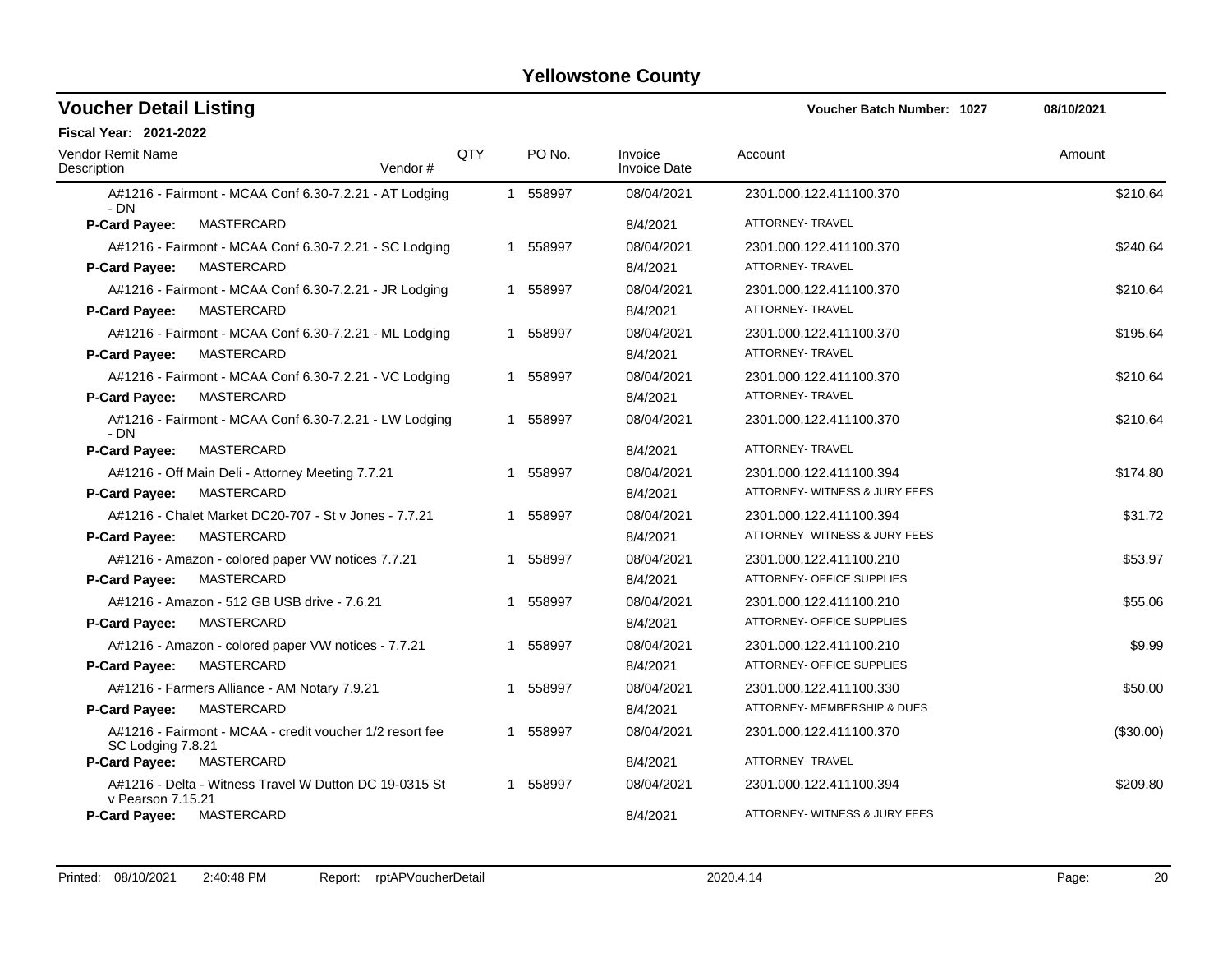# Yellowstone County

## Voucher Detail Listing

**Voucher Batch Number: 1027** 08/10/2021

**Fiscal Year: 2021-2022**

| Vendor Remit Name / Description | Vendor # | QTY | PO No. | Invoice / Invoice Date | Account | Amount |
|---|---|---|---|---|---|---|
| A#1216 - Fairmont - MCAA Conf 6.30-7.2.21 - AT Lodging - DN | | 1 | 558997 | 08/04/2021 | 2301.000.122.411100.370 | $210.64 |
| **P-Card Payee:** MASTERCARD | | | | 8/4/2021 | ATTORNEY- TRAVEL | |
| A#1216 - Fairmont - MCAA Conf 6.30-7.2.21 - SC Lodging | | 1 | 558997 | 08/04/2021 | 2301.000.122.411100.370 | $240.64 |
| **P-Card Payee:** MASTERCARD | | | | 8/4/2021 | ATTORNEY- TRAVEL | |
| A#1216 - Fairmont - MCAA Conf 6.30-7.2.21 - JR Lodging | | 1 | 558997 | 08/04/2021 | 2301.000.122.411100.370 | $210.64 |
| **P-Card Payee:** MASTERCARD | | | | 8/4/2021 | ATTORNEY- TRAVEL | |
| A#1216 - Fairmont - MCAA Conf 6.30-7.2.21 - ML Lodging | | 1 | 558997 | 08/04/2021 | 2301.000.122.411100.370 | $195.64 |
| **P-Card Payee:** MASTERCARD | | | | 8/4/2021 | ATTORNEY- TRAVEL | |
| A#1216 - Fairmont - MCAA Conf 6.30-7.2.21 - VC Lodging | | 1 | 558997 | 08/04/2021 | 2301.000.122.411100.370 | $210.64 |
| **P-Card Payee:** MASTERCARD | | | | 8/4/2021 | ATTORNEY- TRAVEL | |
| A#1216 - Fairmont - MCAA Conf 6.30-7.2.21 - LW Lodging - DN | | 1 | 558997 | 08/04/2021 | 2301.000.122.411100.370 | $210.64 |
| **P-Card Payee:** MASTERCARD | | | | 8/4/2021 | ATTORNEY- TRAVEL | |
| A#1216 - Off Main Deli - Attorney Meeting 7.7.21 | | 1 | 558997 | 08/04/2021 | 2301.000.122.411100.394 | $174.80 |
| **P-Card Payee:** MASTERCARD | | | | 8/4/2021 | ATTORNEY- WITNESS & JURY FEES | |
| A#1216 - Chalet Market DC20-707 - St v Jones - 7.7.21 | | 1 | 558997 | 08/04/2021 | 2301.000.122.411100.394 | $31.72 |
| **P-Card Payee:** MASTERCARD | | | | 8/4/2021 | ATTORNEY- WITNESS & JURY FEES | |
| A#1216 - Amazon - colored paper VW notices 7.7.21 | | 1 | 558997 | 08/04/2021 | 2301.000.122.411100.210 | $53.97 |
| **P-Card Payee:** MASTERCARD | | | | 8/4/2021 | ATTORNEY- OFFICE SUPPLIES | |
| A#1216 - Amazon - 512 GB USB drive - 7.6.21 | | 1 | 558997 | 08/04/2021 | 2301.000.122.411100.210 | $55.06 |
| **P-Card Payee:** MASTERCARD | | | | 8/4/2021 | ATTORNEY- OFFICE SUPPLIES | |
| A#1216 - Amazon - colored paper VW notices - 7.7.21 | | 1 | 558997 | 08/04/2021 | 2301.000.122.411100.210 | $9.99 |
| **P-Card Payee:** MASTERCARD | | | | 8/4/2021 | ATTORNEY- OFFICE SUPPLIES | |
| A#1216 - Farmers Alliance - AM Notary 7.9.21 | | 1 | 558997 | 08/04/2021 | 2301.000.122.411100.330 | $50.00 |
| **P-Card Payee:** MASTERCARD | | | | 8/4/2021 | ATTORNEY- MEMBERSHIP & DUES | |
| A#1216 - Fairmont - MCAA - credit voucher 1/2 resort fee SC Lodging 7.8.21 | | 1 | 558997 | 08/04/2021 | 2301.000.122.411100.370 | ($30.00) |
| **P-Card Payee:** MASTERCARD | | | | 8/4/2021 | ATTORNEY- TRAVEL | |
| A#1216 - Delta - Witness Travel W Dutton DC 19-0315 St v Pearson 7.15.21 | | 1 | 558997 | 08/04/2021 | 2301.000.122.411100.394 | $209.80 |
| **P-Card Payee:** MASTERCARD | | | | 8/4/2021 | ATTORNEY- WITNESS & JURY FEES | |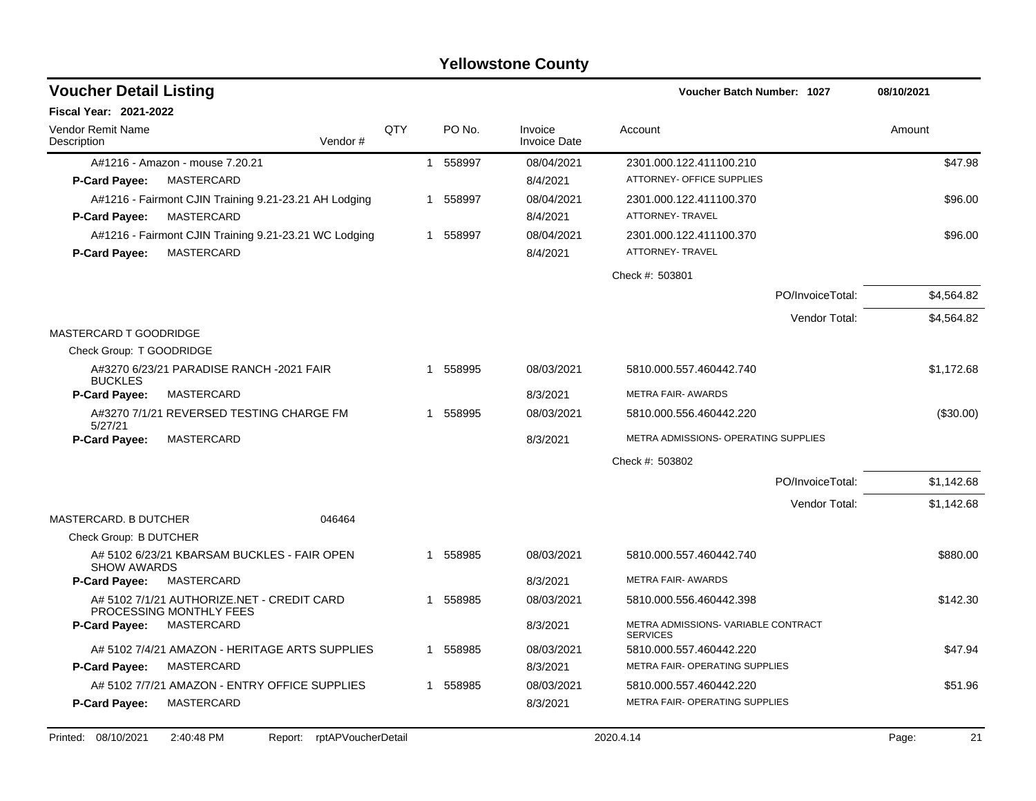# Yellowstone County

## Voucher Detail Listing

**Voucher Batch Number: 1027** — 08/10/2021

**Fiscal Year: 2021-2022**

| Vendor Remit Name / Description | Vendor # | QTY | PO No. | Invoice / Invoice Date | Account | Amount |
|---|---|---|---|---|---|---|
| A#1216 - Amazon - mouse 7.20.21 | | 1 | 558997 | 08/04/2021 | 2301.000.122.411100.210 | $47.98 |
| **P-Card Payee:** MASTERCARD | | | | 8/4/2021 | ATTORNEY- OFFICE SUPPLIES | |
| A#1216 - Fairmont CJIN Training 9.21-23.21 AH Lodging | | 1 | 558997 | 08/04/2021 | 2301.000.122.411100.370 | $96.00 |
| **P-Card Payee:** MASTERCARD | | | | 8/4/2021 | ATTORNEY- TRAVEL | |
| A#1216 - Fairmont CJIN Training 9.21-23.21 WC Lodging | | 1 | 558997 | 08/04/2021 | 2301.000.122.411100.370 | $96.00 |
| **P-Card Payee:** MASTERCARD | | | | 8/4/2021 | ATTORNEY- TRAVEL | |
| | | | | | Check #: 503801 | |
| | | | | | PO/InvoiceTotal: | $4,564.82 |
| | | | | | Vendor Total: | $4,564.82 |
| MASTERCARD T GOODRIDGE | | | | | | |
| Check Group: T GOODRIDGE | | | | | | |
| A#3270 6/23/21 PARADISE RANCH -2021 FAIR BUCKLES | | 1 | 558995 | 08/03/2021 | 5810.000.557.460442.740 | $1,172.68 |
| **P-Card Payee:** MASTERCARD | | | | 8/3/2021 | METRA FAIR- AWARDS | |
| A#3270 7/1/21 REVERSED TESTING CHARGE FM 5/27/21 | | 1 | 558995 | 08/03/2021 | 5810.000.556.460442.220 | ($30.00) |
| **P-Card Payee:** MASTERCARD | | | | 8/3/2021 | METRA ADMISSIONS- OPERATING SUPPLIES | |
| | | | | | Check #: 503802 | |
| | | | | | PO/InvoiceTotal: | $1,142.68 |
| | | | | | Vendor Total: | $1,142.68 |
| MASTERCARD. B DUTCHER | 046464 | | | | | |
| Check Group: B DUTCHER | | | | | | |
| A# 5102 6/23/21 KBARSAM BUCKLES - FAIR OPEN SHOW AWARDS | | 1 | 558985 | 08/03/2021 | 5810.000.557.460442.740 | $880.00 |
| **P-Card Payee:** MASTERCARD | | | | 8/3/2021 | METRA FAIR- AWARDS | |
| A# 5102 7/1/21 AUTHORIZE.NET - CREDIT CARD PROCESSING MONTHLY FEES | | 1 | 558985 | 08/03/2021 | 5810.000.556.460442.398 | $142.30 |
| **P-Card Payee:** MASTERCARD | | | | 8/3/2021 | METRA ADMISSIONS- VARIABLE CONTRACT SERVICES | |
| A# 5102 7/4/21 AMAZON - HERITAGE ARTS SUPPLIES | | 1 | 558985 | 08/03/2021 | 5810.000.557.460442.220 | $47.94 |
| **P-Card Payee:** MASTERCARD | | | | 8/3/2021 | METRA FAIR- OPERATING SUPPLIES | |
| A# 5102 7/7/21 AMAZON - ENTRY OFFICE SUPPLIES | | 1 | 558985 | 08/03/2021 | 5810.000.557.460442.220 | $51.96 |
| **P-Card Payee:** MASTERCARD | | | | 8/3/2021 | METRA FAIR- OPERATING SUPPLIES | |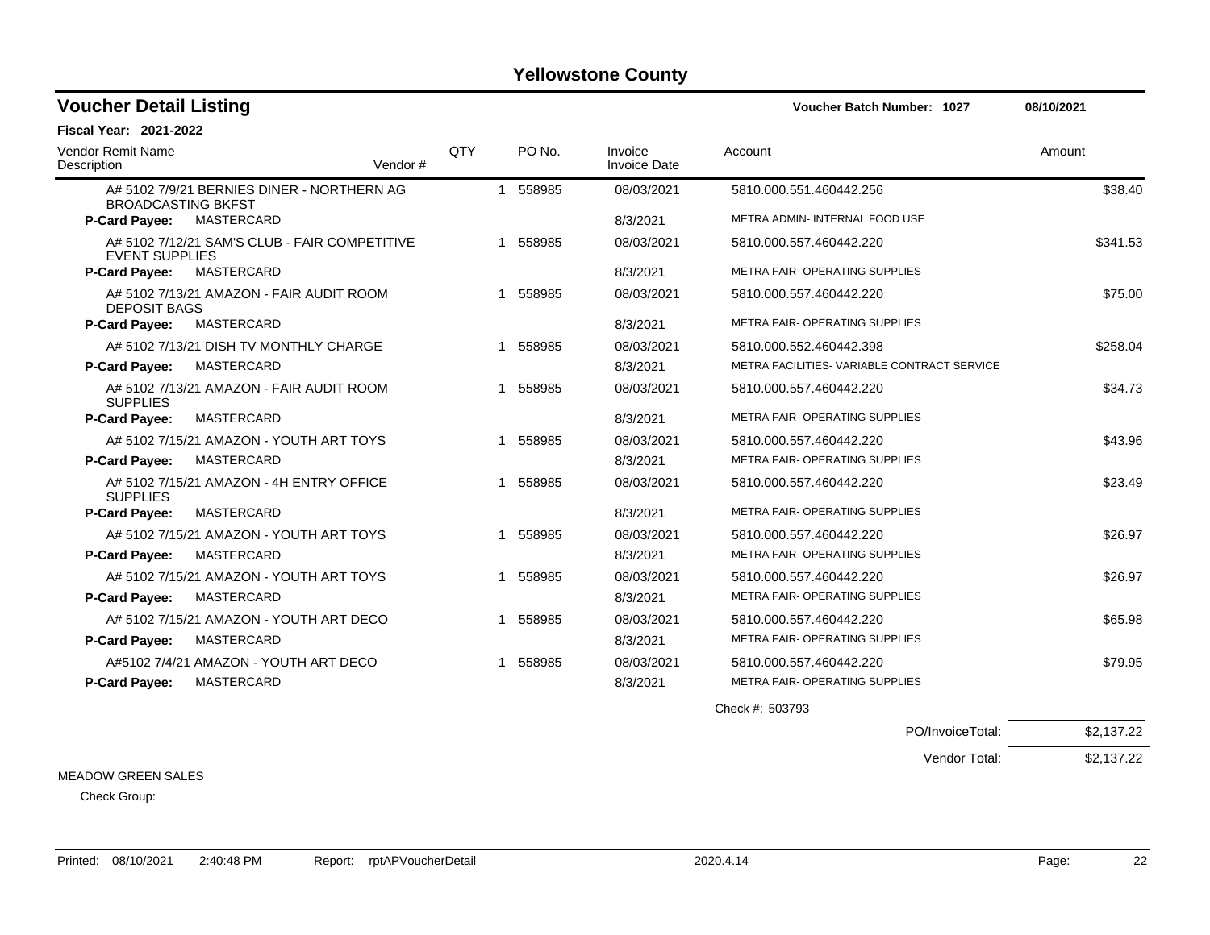# Yellowstone County

## Voucher Detail Listing

**Voucher Batch Number: 1027** 08/10/2021

**Fiscal Year: 2021-2022**

| Vendor Remit Name / Description | Vendor # | QTY | PO No. | Invoice / Invoice Date | Account | Amount |
|---|---|---|---|---|---|---|
| A# 5102 7/9/21 BERNIES DINER - NORTHERN AG BROADCASTING BKFST | | 1 | 558985 | 08/03/2021 | 5810.000.551.460442.256 | $38.40 |
| **P-Card Payee:** MASTERCARD | | | | 8/3/2021 | METRA ADMIN- INTERNAL FOOD USE | |
| A# 5102 7/12/21 SAM'S CLUB - FAIR COMPETITIVE EVENT SUPPLIES | | 1 | 558985 | 08/03/2021 | 5810.000.557.460442.220 | $341.53 |
| **P-Card Payee:** MASTERCARD | | | | 8/3/2021 | METRA FAIR- OPERATING SUPPLIES | |
| A# 5102 7/13/21 AMAZON - FAIR AUDIT ROOM DEPOSIT BAGS | | 1 | 558985 | 08/03/2021 | 5810.000.557.460442.220 | $75.00 |
| **P-Card Payee:** MASTERCARD | | | | 8/3/2021 | METRA FAIR- OPERATING SUPPLIES | |
| A# 5102 7/13/21 DISH TV MONTHLY CHARGE | | 1 | 558985 | 08/03/2021 | 5810.000.552.460442.398 | $258.04 |
| **P-Card Payee:** MASTERCARD | | | | 8/3/2021 | METRA FACILITIES- VARIABLE CONTRACT SERVICE | |
| A# 5102 7/13/21 AMAZON - FAIR AUDIT ROOM SUPPLIES | | 1 | 558985 | 08/03/2021 | 5810.000.557.460442.220 | $34.73 |
| **P-Card Payee:** MASTERCARD | | | | 8/3/2021 | METRA FAIR- OPERATING SUPPLIES | |
| A# 5102 7/15/21 AMAZON - YOUTH ART TOYS | | 1 | 558985 | 08/03/2021 | 5810.000.557.460442.220 | $43.96 |
| **P-Card Payee:** MASTERCARD | | | | 8/3/2021 | METRA FAIR- OPERATING SUPPLIES | |
| A# 5102 7/15/21 AMAZON - 4H ENTRY OFFICE SUPPLIES | | 1 | 558985 | 08/03/2021 | 5810.000.557.460442.220 | $23.49 |
| **P-Card Payee:** MASTERCARD | | | | 8/3/2021 | METRA FAIR- OPERATING SUPPLIES | |
| A# 5102 7/15/21 AMAZON - YOUTH ART TOYS | | 1 | 558985 | 08/03/2021 | 5810.000.557.460442.220 | $26.97 |
| **P-Card Payee:** MASTERCARD | | | | 8/3/2021 | METRA FAIR- OPERATING SUPPLIES | |
| A# 5102 7/15/21 AMAZON - YOUTH ART TOYS | | 1 | 558985 | 08/03/2021 | 5810.000.557.460442.220 | $26.97 |
| **P-Card Payee:** MASTERCARD | | | | 8/3/2021 | METRA FAIR- OPERATING SUPPLIES | |
| A# 5102 7/15/21 AMAZON - YOUTH ART DECO | | 1 | 558985 | 08/03/2021 | 5810.000.557.460442.220 | $65.98 |
| **P-Card Payee:** MASTERCARD | | | | 8/3/2021 | METRA FAIR- OPERATING SUPPLIES | |
| A#5102 7/4/21 AMAZON - YOUTH ART DECO | | 1 | 558985 | 08/03/2021 | 5810.000.557.460442.220 | $79.95 |
| **P-Card Payee:** MASTERCARD | | | | 8/3/2021 | METRA FAIR- OPERATING SUPPLIES | |
| | | | | | Check #: 503793 | |
| | | | | | PO/InvoiceTotal: | $2,137.22 |
| | | | | | Vendor Total: | $2,137.22 |

MEADOW GREEN SALES

Check Group:

Printed: 08/10/2021 2:40:48 PM Report: rptAPVoucherDetail 2020.4.14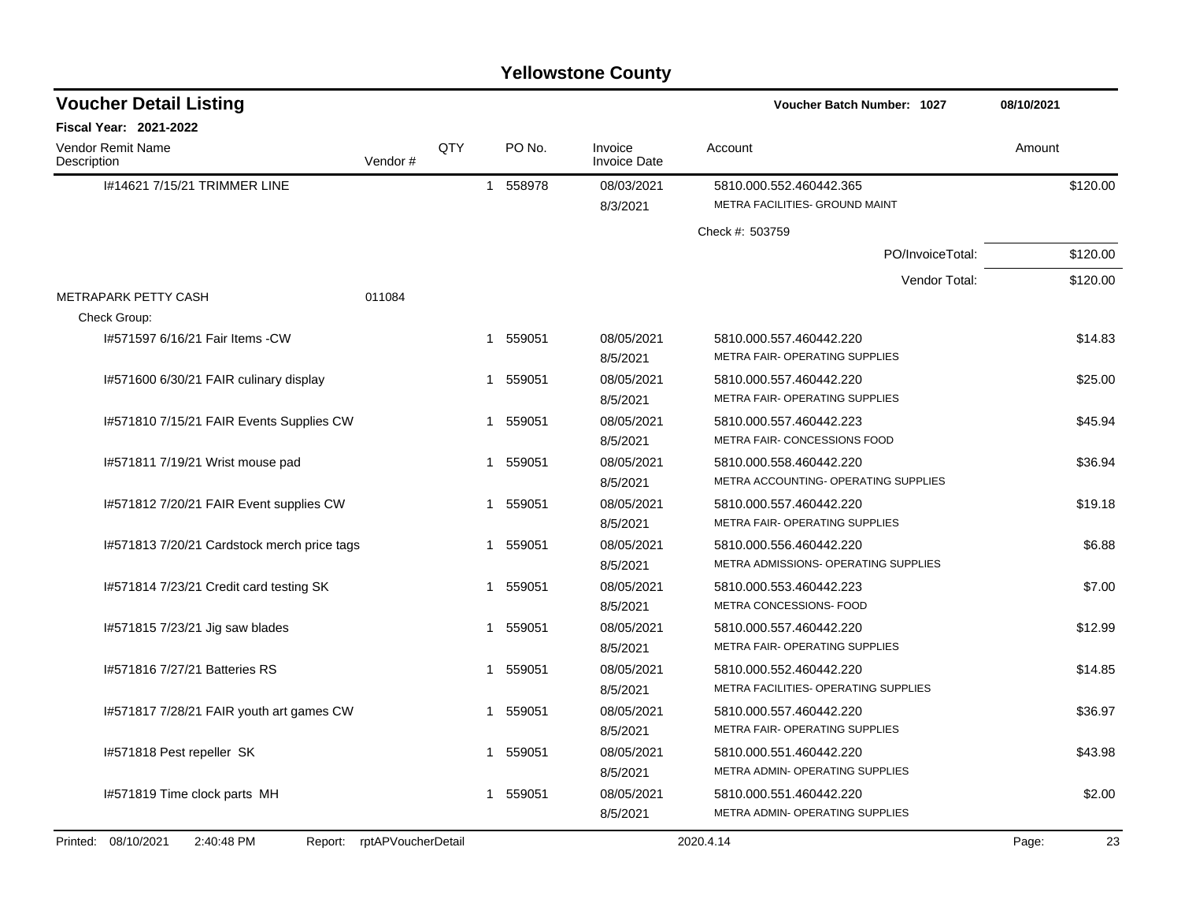# Yellowstone County

## Voucher Detail Listing

**Voucher Batch Number: 1027** 08/10/2021

**Fiscal Year: 2021-2022**

| Vendor Remit Name / Description | Vendor # | QTY | PO No. | Invoice / Invoice Date | Account | Amount |
|---|---|---|---|---|---|---|
| I#14621 7/15/21 TRIMMER LINE | | 1 | 558978 | 08/03/2021 8/3/2021 | 5810.000.552.460442.365 METRA FACILITIES- GROUND MAINT | $120.00 |
| | | | | | Check #: 503759 | |
| | | | | | PO/InvoiceTotal: | $120.00 |
| | | | | | Vendor Total: | $120.00 |
| METRAPARK PETTY CASH | 011084 | | | | | |
| Check Group: | | | | | | |
| I#571597 6/16/21 Fair Items -CW | | 1 | 559051 | 08/05/2021 8/5/2021 | 5810.000.557.460442.220 METRA FAIR- OPERATING SUPPLIES | $14.83 |
| I#571600 6/30/21 FAIR culinary display | | 1 | 559051 | 08/05/2021 8/5/2021 | 5810.000.557.460442.220 METRA FAIR- OPERATING SUPPLIES | $25.00 |
| I#571810 7/15/21 FAIR Events Supplies CW | | 1 | 559051 | 08/05/2021 8/5/2021 | 5810.000.557.460442.223 METRA FAIR- CONCESSIONS FOOD | $45.94 |
| I#571811 7/19/21 Wrist mouse pad | | 1 | 559051 | 08/05/2021 8/5/2021 | 5810.000.558.460442.220 METRA ACCOUNTING- OPERATING SUPPLIES | $36.94 |
| I#571812 7/20/21 FAIR Event supplies CW | | 1 | 559051 | 08/05/2021 8/5/2021 | 5810.000.557.460442.220 METRA FAIR- OPERATING SUPPLIES | $19.18 |
| I#571813 7/20/21 Cardstock merch price tags | | 1 | 559051 | 08/05/2021 8/5/2021 | 5810.000.556.460442.220 METRA ADMISSIONS- OPERATING SUPPLIES | $6.88 |
| I#571814 7/23/21 Credit card testing SK | | 1 | 559051 | 08/05/2021 8/5/2021 | 5810.000.553.460442.223 METRA CONCESSIONS- FOOD | $7.00 |
| I#571815 7/23/21 Jig saw blades | | 1 | 559051 | 08/05/2021 8/5/2021 | 5810.000.557.460442.220 METRA FAIR- OPERATING SUPPLIES | $12.99 |
| I#571816 7/27/21 Batteries RS | | 1 | 559051 | 08/05/2021 8/5/2021 | 5810.000.552.460442.220 METRA FACILITIES- OPERATING SUPPLIES | $14.85 |
| I#571817 7/28/21 FAIR youth art games CW | | 1 | 559051 | 08/05/2021 8/5/2021 | 5810.000.557.460442.220 METRA FAIR- OPERATING SUPPLIES | $36.97 |
| I#571818 Pest repeller SK | | 1 | 559051 | 08/05/2021 8/5/2021 | 5810.000.551.460442.220 METRA ADMIN- OPERATING SUPPLIES | $43.98 |
| I#571819 Time clock parts MH | | 1 | 559051 | 08/05/2021 8/5/2021 | 5810.000.551.460442.220 METRA ADMIN- OPERATING SUPPLIES | $2.00 |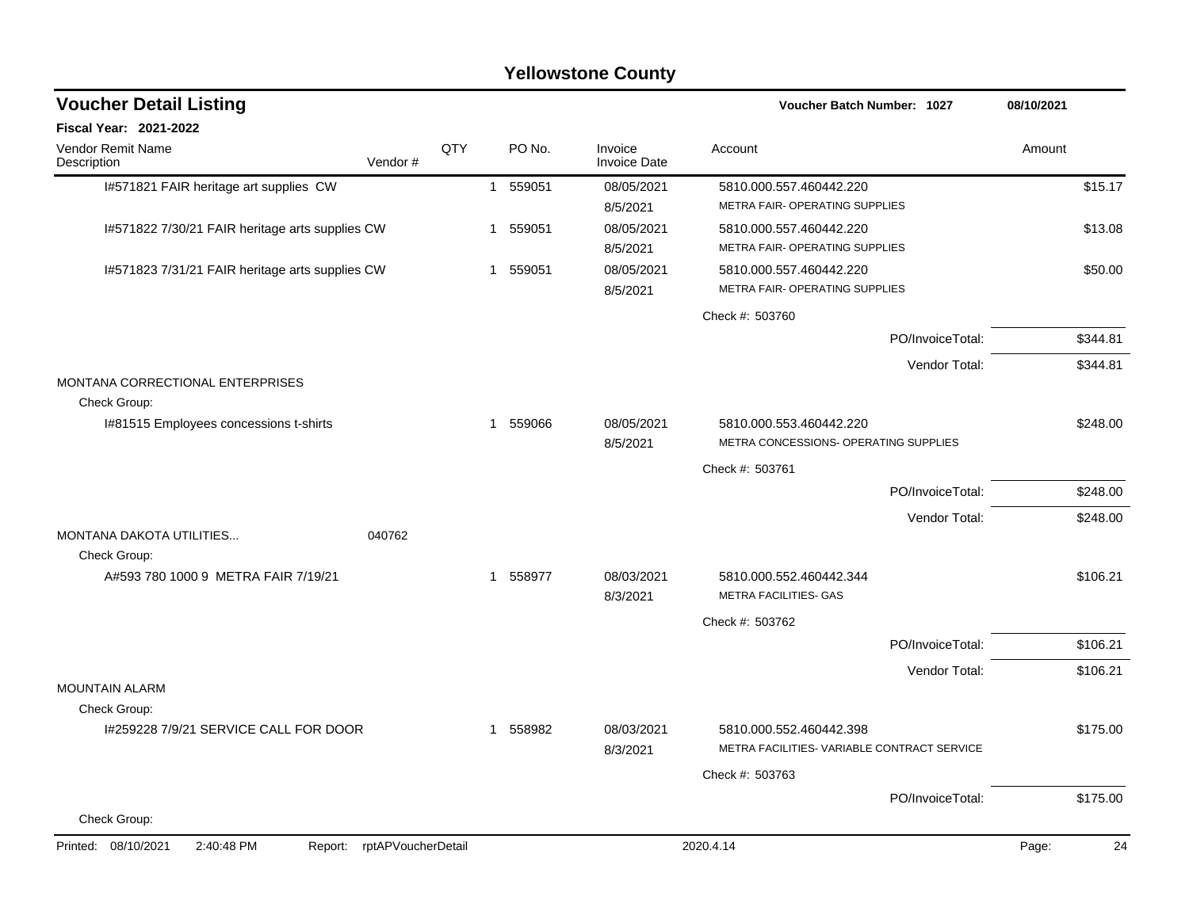# Yellowstone County

## Voucher Detail Listing

**Voucher Batch Number: 1027** 08/10/2021

**Fiscal Year: 2021-2022**

| Vendor Remit Name / Description | Vendor # | QTY | PO No. | Invoice / Invoice Date | Account | Amount |
|---|---|---|---|---|---|---|
| I#571821 FAIR heritage art supplies CW | | 1 | 559051 | 08/05/2021<br>8/5/2021 | 5810.000.557.460442.220<br>METRA FAIR- OPERATING SUPPLIES | $15.17 |
| I#571822 7/30/21 FAIR heritage arts supplies CW | | 1 | 559051 | 08/05/2021<br>8/5/2021 | 5810.000.557.460442.220<br>METRA FAIR- OPERATING SUPPLIES | $13.08 |
| I#571823 7/31/21 FAIR heritage arts supplies CW | | 1 | 559051 | 08/05/2021<br>8/5/2021 | 5810.000.557.460442.220<br>METRA FAIR- OPERATING SUPPLIES | $50.00 |
| | | | | | Check #: 503760 | |
| | | | | | PO/InvoiceTotal: | $344.81 |
| | | | | | Vendor Total: | $344.81 |
| MONTANA CORRECTIONAL ENTERPRISES | | | | | | |
| Check Group: | | | | | | |
| I#81515 Employees concessions t-shirts | | 1 | 559066 | 08/05/2021<br>8/5/2021 | 5810.000.553.460442.220<br>METRA CONCESSIONS- OPERATING SUPPLIES | $248.00 |
| | | | | | Check #: 503761 | |
| | | | | | PO/InvoiceTotal: | $248.00 |
| | | | | | Vendor Total: | $248.00 |
| MONTANA DAKOTA UTILITIES... | 040762 | | | | | |
| Check Group: | | | | | | |
| A#593 780 1000 9 METRA FAIR 7/19/21 | | 1 | 558977 | 08/03/2021<br>8/3/2021 | 5810.000.552.460442.344<br>METRA FACILITIES- GAS | $106.21 |
| | | | | | Check #: 503762 | |
| | | | | | PO/InvoiceTotal: | $106.21 |
| | | | | | Vendor Total: | $106.21 |
| MOUNTAIN ALARM | | | | | | |
| Check Group: | | | | | | |
| I#259228 7/9/21 SERVICE CALL FOR DOOR | | 1 | 558982 | 08/03/2021<br>8/3/2021 | 5810.000.552.460442.398<br>METRA FACILITIES- VARIABLE CONTRACT SERVICE | $175.00 |
| | | | | | Check #: 503763 | |
| | | | | | PO/InvoiceTotal: | $175.00 |
| Check Group: | | | | | | |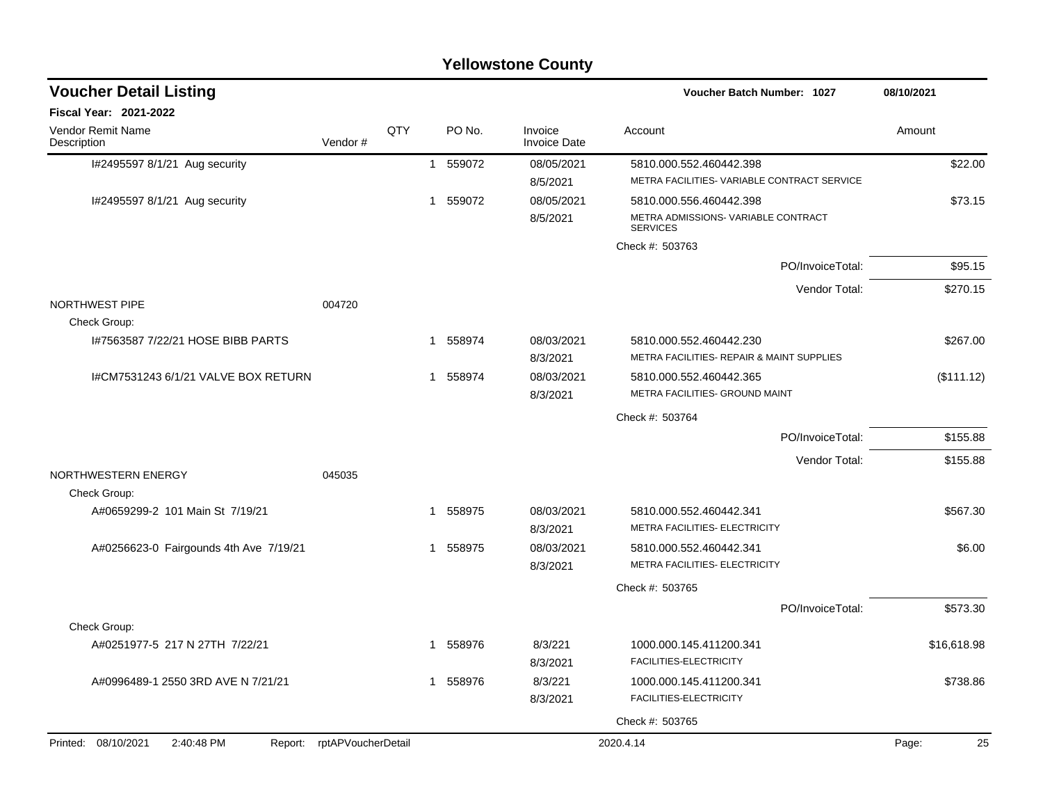# Yellowstone County

## Voucher Detail Listing

**Voucher Batch Number: 1027** 08/10/2021

**Fiscal Year: 2021-2022**

| Vendor Remit Name / Description | Vendor # | QTY | PO No. | Invoice / Invoice Date | Account | Amount |
|---|---|---|---|---|---|---|
| I#2495597 8/1/21 Aug security | | 1 | 559072 | 08/05/2021 / 8/5/2021 | 5810.000.552.460442.398 METRA FACILITIES- VARIABLE CONTRACT SERVICE | $22.00 |
| I#2495597 8/1/21 Aug security | | 1 | 559072 | 08/05/2021 / 8/5/2021 | 5810.000.556.460442.398 METRA ADMISSIONS- VARIABLE CONTRACT SERVICES | $73.15 |
| | | | | | Check #: 503763 | |
| | | | | | PO/InvoiceTotal: | $95.15 |
| | | | | | Vendor Total: | $270.15 |
| NORTHWEST PIPE | 004720 | | | | | |
| Check Group: | | | | | | |
| I#7563587 7/22/21 HOSE BIBB PARTS | | 1 | 558974 | 08/03/2021 / 8/3/2021 | 5810.000.552.460442.230 METRA FACILITIES- REPAIR & MAINT SUPPLIES | $267.00 |
| I#CM7531243 6/1/21 VALVE BOX RETURN | | 1 | 558974 | 08/03/2021 / 8/3/2021 | 5810.000.552.460442.365 METRA FACILITIES- GROUND MAINT | ($111.12) |
| | | | | | Check #: 503764 | |
| | | | | | PO/InvoiceTotal: | $155.88 |
| | | | | | Vendor Total: | $155.88 |
| NORTHWESTERN ENERGY | 045035 | | | | | |
| Check Group: | | | | | | |
| A#0659299-2 101 Main St 7/19/21 | | 1 | 558975 | 08/03/2021 / 8/3/2021 | 5810.000.552.460442.341 METRA FACILITIES- ELECTRICITY | $567.30 |
| A#0256623-0 Fairgounds 4th Ave 7/19/21 | | 1 | 558975 | 08/03/2021 / 8/3/2021 | 5810.000.552.460442.341 METRA FACILITIES- ELECTRICITY | $6.00 |
| | | | | | Check #: 503765 | |
| | | | | | PO/InvoiceTotal: | $573.30 |
| Check Group: | | | | | | |
| A#0251977-5 217 N 27TH 7/22/21 | | 1 | 558976 | 8/3/221 / 8/3/2021 | 1000.000.145.411200.341 FACILITIES-ELECTRICITY | $16,618.98 |
| A#0996489-1 2550 3RD AVE N 7/21/21 | | 1 | 558976 | 8/3/221 / 8/3/2021 | 1000.000.145.411200.341 FACILITIES-ELECTRICITY | $738.86 |
| | | | | | Check #: 503765 | |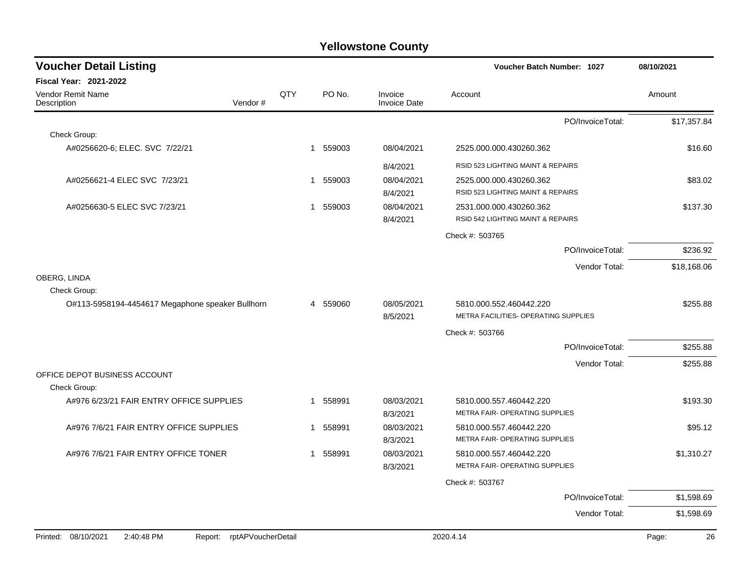# Yellowstone County

## Voucher Detail Listing

**Voucher Batch Number: 1027** — 08/10/2021

**Fiscal Year: 2021-2022**

| Vendor Remit Name / Description | Vendor # | QTY | PO No. | Invoice / Invoice Date | Account | Amount |
|---|---|---|---|---|---|---|
| | | | | | PO/InvoiceTotal: | $17,357.84 |
| Check Group: | | | | | | |
| A#0256620-6; ELEC. SVC 7/22/21 | | 1 | 559003 | 08/04/2021<br>8/4/2021 | 2525.000.000.430260.362<br>RSID 523 LIGHTING MAINT & REPAIRS | $16.60 |
| A#0256621-4 ELEC SVC 7/23/21 | | 1 | 559003 | 08/04/2021<br>8/4/2021 | 2525.000.000.430260.362<br>RSID 523 LIGHTING MAINT & REPAIRS | $83.02 |
| A#0256630-5 ELEC SVC 7/23/21 | | 1 | 559003 | 08/04/2021<br>8/4/2021 | 2531.000.000.430260.362<br>RSID 542 LIGHTING MAINT & REPAIRS | $137.30 |
| | | | | | Check #: 503765 | |
| | | | | | PO/InvoiceTotal: | $236.92 |
| | | | | | Vendor Total: | $18,168.06 |
| OBERG, LINDA | | | | | | |
| Check Group: | | | | | | |
| O#113-5958194-4454617 Megaphone speaker Bullhorn | | 4 | 559060 | 08/05/2021<br>8/5/2021 | 5810.000.552.460442.220<br>METRA FACILITIES- OPERATING SUPPLIES | $255.88 |
| | | | | | Check #: 503766 | |
| | | | | | PO/InvoiceTotal: | $255.88 |
| | | | | | Vendor Total: | $255.88 |
| OFFICE DEPOT BUSINESS ACCOUNT | | | | | | |
| Check Group: | | | | | | |
| A#976 6/23/21 FAIR ENTRY OFFICE SUPPLIES | | 1 | 558991 | 08/03/2021<br>8/3/2021 | 5810.000.557.460442.220<br>METRA FAIR- OPERATING SUPPLIES | $193.30 |
| A#976 7/6/21 FAIR ENTRY OFFICE SUPPLIES | | 1 | 558991 | 08/03/2021<br>8/3/2021 | 5810.000.557.460442.220<br>METRA FAIR- OPERATING SUPPLIES | $95.12 |
| A#976 7/6/21 FAIR ENTRY OFFICE TONER | | 1 | 558991 | 08/03/2021<br>8/3/2021 | 5810.000.557.460442.220<br>METRA FAIR- OPERATING SUPPLIES | $1,310.27 |
| | | | | | Check #: 503767 | |
| | | | | | PO/InvoiceTotal: | $1,598.69 |
| | | | | | Vendor Total: | $1,598.69 |

Printed: 08/10/2021 2:40:48 PM Report: rptAPVoucherDetail 2020.4.14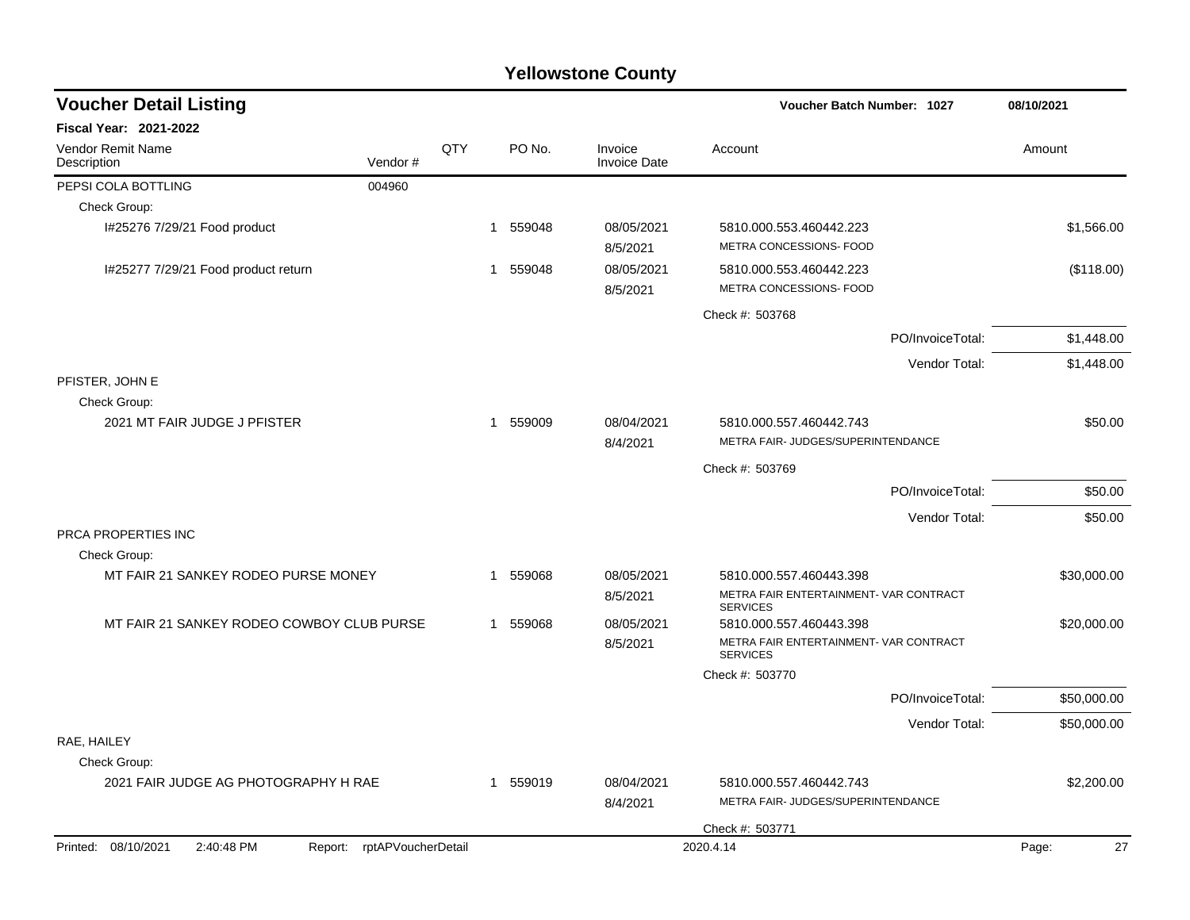# Yellowstone County

## Voucher Detail Listing

**Voucher Batch Number: 1027** — 08/10/2021

**Fiscal Year: 2021-2022**

| Vendor Remit Name / Description | Vendor # | QTY | PO No. | Invoice / Invoice Date | Account | Amount |
|---|---|---|---|---|---|---|
| PEPSI COLA BOTTLING | 004960 | | | | | |
| Check Group: | | | | | | |
| I#25276 7/29/21 Food product | | 1 | 559048 | 08/05/2021<br>8/5/2021 | 5810.000.553.460442.223<br>METRA CONCESSIONS- FOOD | $1,566.00 |
| I#25277 7/29/21 Food product return | | 1 | 559048 | 08/05/2021<br>8/5/2021 | 5810.000.553.460442.223<br>METRA CONCESSIONS- FOOD | ($118.00) |
| | | | | | Check #: 503768 | |
| | | | | | PO/InvoiceTotal: | $1,448.00 |
| | | | | | Vendor Total: | $1,448.00 |
| PFISTER, JOHN E | | | | | | |
| Check Group: | | | | | | |
| 2021 MT FAIR JUDGE J PFISTER | | 1 | 559009 | 08/04/2021<br>8/4/2021 | 5810.000.557.460442.743<br>METRA FAIR- JUDGES/SUPERINTENDANCE | $50.00 |
| | | | | | Check #: 503769 | |
| | | | | | PO/InvoiceTotal: | $50.00 |
| | | | | | Vendor Total: | $50.00 |
| PRCA PROPERTIES INC | | | | | | |
| Check Group: | | | | | | |
| MT FAIR 21 SANKEY RODEO PURSE MONEY | | 1 | 559068 | 08/05/2021<br>8/5/2021 | 5810.000.557.460443.398<br>METRA FAIR ENTERTAINMENT- VAR CONTRACT SERVICES | $30,000.00 |
| MT FAIR 21 SANKEY RODEO COWBOY CLUB PURSE | | 1 | 559068 | 08/05/2021<br>8/5/2021 | 5810.000.557.460443.398<br>METRA FAIR ENTERTAINMENT- VAR CONTRACT SERVICES | $20,000.00 |
| | | | | | Check #: 503770 | |
| | | | | | PO/InvoiceTotal: | $50,000.00 |
| | | | | | Vendor Total: | $50,000.00 |
| RAE, HAILEY | | | | | | |
| Check Group: | | | | | | |
| 2021 FAIR JUDGE AG PHOTOGRAPHY H RAE | | 1 | 559019 | 08/04/2021<br>8/4/2021 | 5810.000.557.460442.743<br>METRA FAIR- JUDGES/SUPERINTENDANCE | $2,200.00 |
| | | | | | Check #: 503771 | |

Printed: 08/10/2021 2:40:48 PM Report: rptAPVoucherDetail 2020.4.14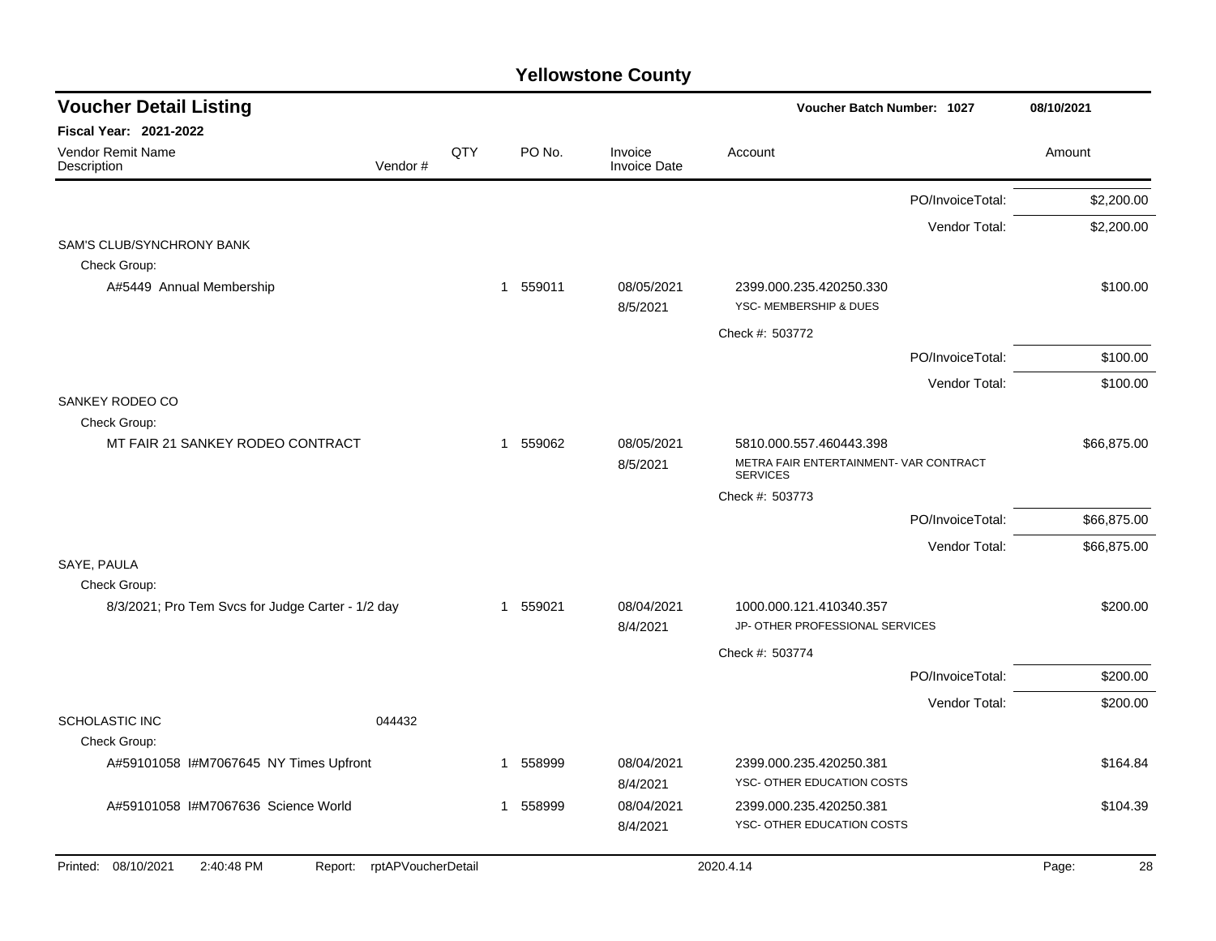# Yellowstone County

## Voucher Detail Listing

Voucher Batch Number: 1027 — 08/10/2021

**Fiscal Year: 2021-2022**

| Vendor Remit Name / Description | Vendor # | QTY | PO No. | Invoice / Invoice Date | Account | Amount |
|---|---|---|---|---|---|---|
| | | | | | PO/InvoiceTotal: | $2,200.00 |
| | | | | | Vendor Total: | $2,200.00 |
| SAM'S CLUB/SYNCHRONY BANK | | | | | | |
| Check Group: | | | | | | |
| A#5449 Annual Membership | | 1 | 559011 | 08/05/2021 8/5/2021 | 2399.000.235.420250.330 YSC- MEMBERSHIP & DUES | $100.00 |
| | | | | | Check #: 503772 | |
| | | | | | PO/InvoiceTotal: | $100.00 |
| | | | | | Vendor Total: | $100.00 |
| SANKEY RODEO CO | | | | | | |
| Check Group: | | | | | | |
| MT FAIR 21 SANKEY RODEO CONTRACT | | 1 | 559062 | 08/05/2021 8/5/2021 | 5810.000.557.460443.398 METRA FAIR ENTERTAINMENT- VAR CONTRACT SERVICES | $66,875.00 |
| | | | | | Check #: 503773 | |
| | | | | | PO/InvoiceTotal: | $66,875.00 |
| | | | | | Vendor Total: | $66,875.00 |
| SAYE, PAULA | | | | | | |
| Check Group: | | | | | | |
| 8/3/2021; Pro Tem Svcs for Judge Carter - 1/2 day | | 1 | 559021 | 08/04/2021 8/4/2021 | 1000.000.121.410340.357 JP- OTHER PROFESSIONAL SERVICES | $200.00 |
| | | | | | Check #: 503774 | |
| | | | | | PO/InvoiceTotal: | $200.00 |
| | | | | | Vendor Total: | $200.00 |
| SCHOLASTIC INC | 044432 | | | | | |
| Check Group: | | | | | | |
| A#59101058 I#M7067645 NY Times Upfront | | 1 | 558999 | 08/04/2021 8/4/2021 | 2399.000.235.420250.381 YSC- OTHER EDUCATION COSTS | $164.84 |
| A#59101058 I#M7067636 Science World | | 1 | 558999 | 08/04/2021 8/4/2021 | 2399.000.235.420250.381 YSC- OTHER EDUCATION COSTS | $104.39 |

Printed: 08/10/2021 2:40:48 PM Report: rptAPVoucherDetail 2020.4.14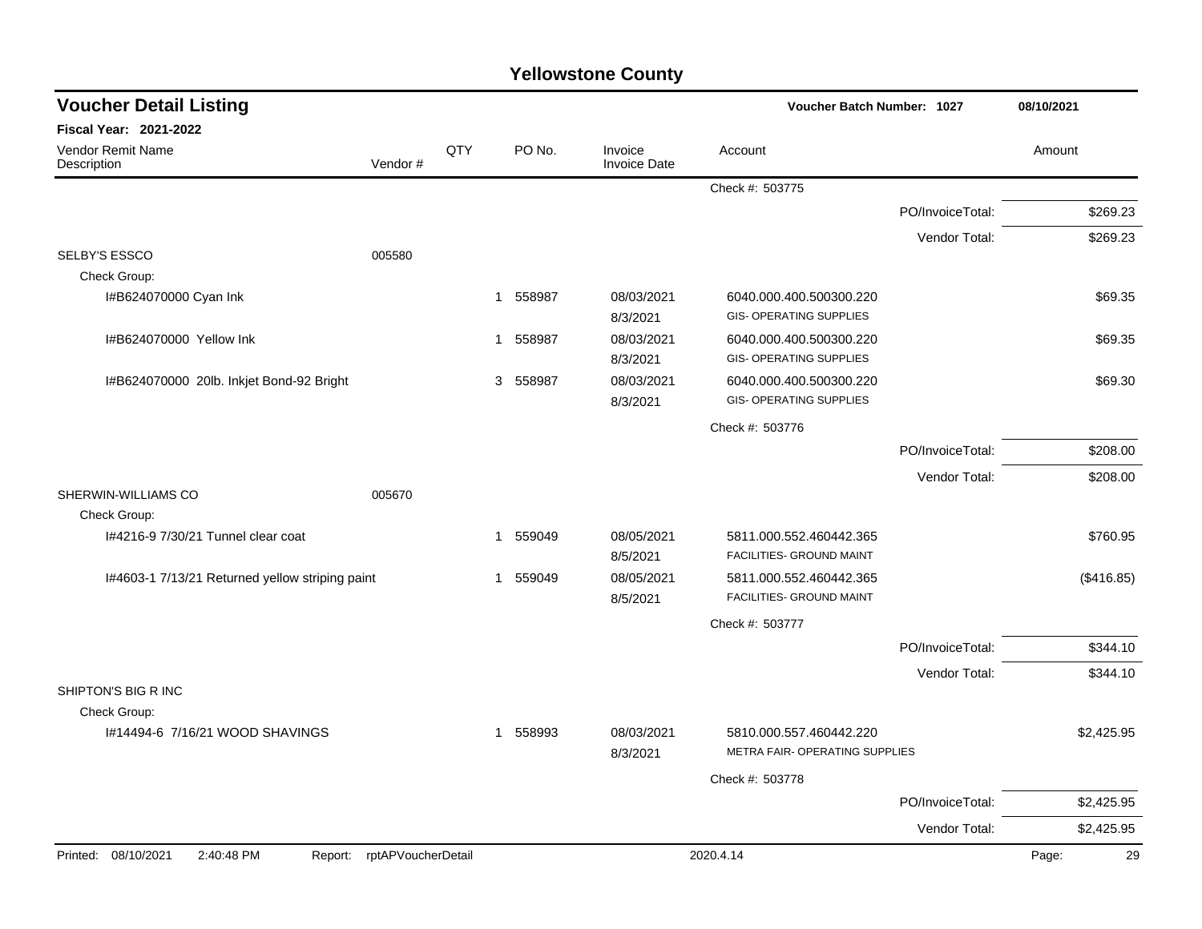## Yellowstone County

### Voucher Detail Listing

**Fiscal Year: 2021-2022**

Voucher Batch Number: 1027 — 08/10/2021

| Vendor Remit Name / Description | Vendor # | QTY | PO No. | Invoice / Invoice Date | Account | Amount |
|---|---|---|---|---|---|---|
| | | | | | Check #: 503775 | |
| | | | | | PO/InvoiceTotal: | $269.23 |
| | | | | | Vendor Total: | $269.23 |
| SELBY'S ESSCO | 005580 | | | | | |
| Check Group: | | | | | | |
| I#B624070000 Cyan Ink | | 1 | 558987 | 08/03/2021 8/3/2021 | 6040.000.400.500300.220 GIS- OPERATING SUPPLIES | $69.35 |
| I#B624070000 Yellow Ink | | 1 | 558987 | 08/03/2021 8/3/2021 | 6040.000.400.500300.220 GIS- OPERATING SUPPLIES | $69.35 |
| I#B624070000 20lb. Inkjet Bond-92 Bright | | 3 | 558987 | 08/03/2021 8/3/2021 | 6040.000.400.500300.220 GIS- OPERATING SUPPLIES | $69.30 |
| | | | | | Check #: 503776 | |
| | | | | | PO/InvoiceTotal: | $208.00 |
| | | | | | Vendor Total: | $208.00 |
| SHERWIN-WILLIAMS CO | 005670 | | | | | |
| Check Group: | | | | | | |
| I#4216-9 7/30/21 Tunnel clear coat | | 1 | 559049 | 08/05/2021 8/5/2021 | 5811.000.552.460442.365 FACILITIES- GROUND MAINT | $760.95 |
| I#4603-1 7/13/21 Returned yellow striping paint | | 1 | 559049 | 08/05/2021 8/5/2021 | 5811.000.552.460442.365 FACILITIES- GROUND MAINT | ($416.85) |
| | | | | | Check #: 503777 | |
| | | | | | PO/InvoiceTotal: | $344.10 |
| | | | | | Vendor Total: | $344.10 |
| SHIPTON'S BIG R INC | | | | | | |
| Check Group: | | | | | | |
| I#14494-6 7/16/21 WOOD SHAVINGS | | 1 | 558993 | 08/03/2021 8/3/2021 | 5810.000.557.460442.220 METRA FAIR- OPERATING SUPPLIES | $2,425.95 |
| | | | | | Check #: 503778 | |
| | | | | | PO/InvoiceTotal: | $2,425.95 |
| | | | | | Vendor Total: | $2,425.95 |

Printed: 08/10/2021 2:40:48 PM Report: rptAPVoucherDetail 2020.4.14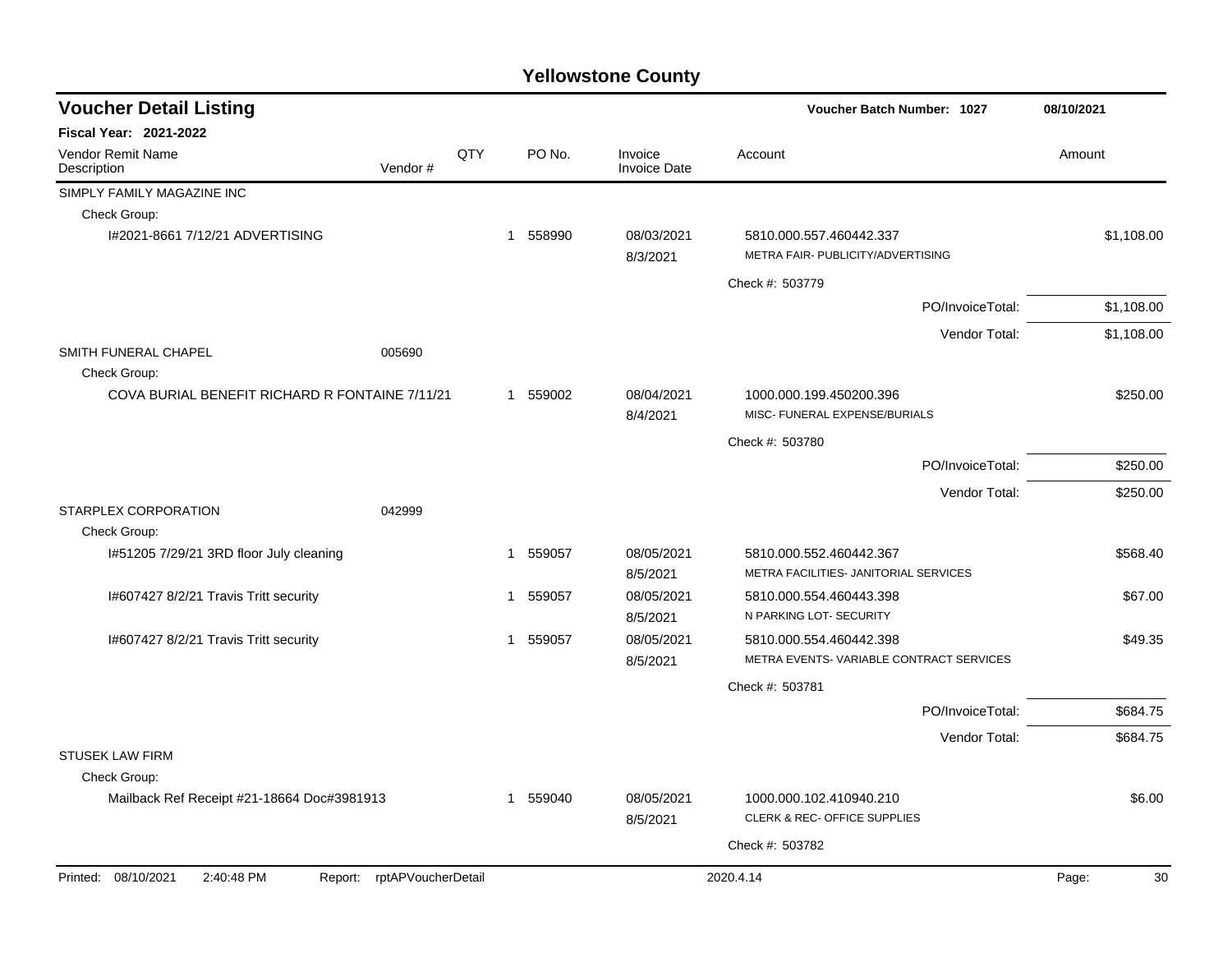# Yellowstone County

## Voucher Detail Listing

**Voucher Batch Number: 1027** — 08/10/2021

**Fiscal Year: 2021-2022**

| Vendor Remit Name / Description | Vendor # | QTY | PO No. | Invoice / Invoice Date | Account | Amount |
|---|---|---|---|---|---|---|
| SIMPLY FAMILY MAGAZINE INC | | | | | | |
| Check Group: | | | | | | |
| I#2021-8661 7/12/21 ADVERTISING | | 1 | 558990 | 08/03/2021 8/3/2021 | 5810.000.557.460442.337 METRA FAIR- PUBLICITY/ADVERTISING | $1,108.00 |
| | | | | | Check #: 503779 | |
| | | | | | PO/InvoiceTotal: | $1,108.00 |
| | | | | | Vendor Total: | $1,108.00 |
| SMITH FUNERAL CHAPEL | 005690 | | | | | |
| Check Group: | | | | | | |
| COVA BURIAL BENEFIT RICHARD R FONTAINE 7/11/21 | | 1 | 559002 | 08/04/2021 8/4/2021 | 1000.000.199.450200.396 MISC- FUNERAL EXPENSE/BURIALS | $250.00 |
| | | | | | Check #: 503780 | |
| | | | | | PO/InvoiceTotal: | $250.00 |
| | | | | | Vendor Total: | $250.00 |
| STARPLEX CORPORATION | 042999 | | | | | |
| Check Group: | | | | | | |
| I#51205 7/29/21 3RD floor July cleaning | | 1 | 559057 | 08/05/2021 8/5/2021 | 5810.000.552.460442.367 METRA FACILITIES- JANITORIAL SERVICES | $568.40 |
| I#607427 8/2/21 Travis Tritt security | | 1 | 559057 | 08/05/2021 8/5/2021 | 5810.000.554.460443.398 N PARKING LOT- SECURITY | $67.00 |
| I#607427 8/2/21 Travis Tritt security | | 1 | 559057 | 08/05/2021 8/5/2021 | 5810.000.554.460442.398 METRA EVENTS- VARIABLE CONTRACT SERVICES | $49.35 |
| | | | | | Check #: 503781 | |
| | | | | | PO/InvoiceTotal: | $684.75 |
| | | | | | Vendor Total: | $684.75 |
| STUSEK LAW FIRM | | | | | | |
| Check Group: | | | | | | |
| Mailback Ref Receipt #21-18664 Doc#3981913 | | 1 | 559040 | 08/05/2021 8/5/2021 | 1000.000.102.410940.210 CLERK & REC- OFFICE SUPPLIES | $6.00 |
| | | | | | Check #: 503782 | |

Printed: 08/10/2021 2:40:48 PM Report: rptAPVoucherDetail 2020.4.14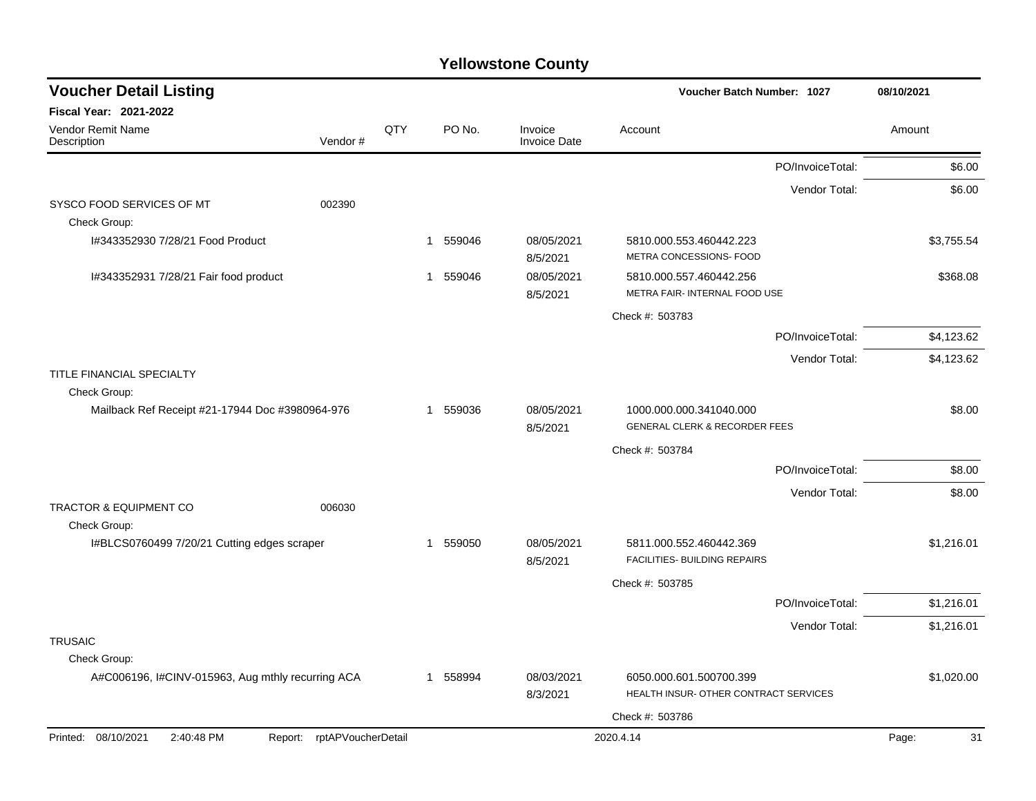# Yellowstone County

## Voucher Detail Listing

**Voucher Batch Number: 1027** 08/10/2021

**Fiscal Year: 2021-2022**

| Vendor Remit Name / Description | Vendor # | QTY | PO No. | Invoice / Invoice Date | Account | Amount |
|---|---|---|---|---|---|---|
| | | | | | PO/InvoiceTotal: | $6.00 |
| | | | | | Vendor Total: | $6.00 |
| SYSCO FOOD SERVICES OF MT | 002390 | | | | | |
| Check Group: | | | | | | |
| I#343352930 7/28/21 Food Product | | 1 | 559046 | 08/05/2021 8/5/2021 | 5810.000.553.460442.223 METRA CONCESSIONS- FOOD | $3,755.54 |
| I#343352931 7/28/21 Fair food product | | 1 | 559046 | 08/05/2021 8/5/2021 | 5810.000.557.460442.256 METRA FAIR- INTERNAL FOOD USE | $368.08 |
| | | | | | Check #: 503783 | |
| | | | | | PO/InvoiceTotal: | $4,123.62 |
| | | | | | Vendor Total: | $4,123.62 |
| TITLE FINANCIAL SPECIALTY | | | | | | |
| Check Group: | | | | | | |
| Mailback Ref Receipt #21-17944 Doc #3980964-976 | | 1 | 559036 | 08/05/2021 8/5/2021 | 1000.000.000.341040.000 GENERAL CLERK & RECORDER FEES | $8.00 |
| | | | | | Check #: 503784 | |
| | | | | | PO/InvoiceTotal: | $8.00 |
| | | | | | Vendor Total: | $8.00 |
| TRACTOR & EQUIPMENT CO | 006030 | | | | | |
| Check Group: | | | | | | |
| I#BLCS0760499 7/20/21 Cutting edges scraper | | 1 | 559050 | 08/05/2021 8/5/2021 | 5811.000.552.460442.369 FACILITIES- BUILDING REPAIRS | $1,216.01 |
| | | | | | Check #: 503785 | |
| | | | | | PO/InvoiceTotal: | $1,216.01 |
| | | | | | Vendor Total: | $1,216.01 |
| TRUSAIC | | | | | | |
| Check Group: | | | | | | |
| A#C006196, I#CINV-015963, Aug mthly recurring ACA | | 1 | 558994 | 08/03/2021 8/3/2021 | 6050.000.601.500700.399 HEALTH INSUR- OTHER CONTRACT SERVICES | $1,020.00 |
| | | | | | Check #: 503786 | |

Printed: 08/10/2021 2:40:48 PM Report: rptAPVoucherDetail 2020.4.14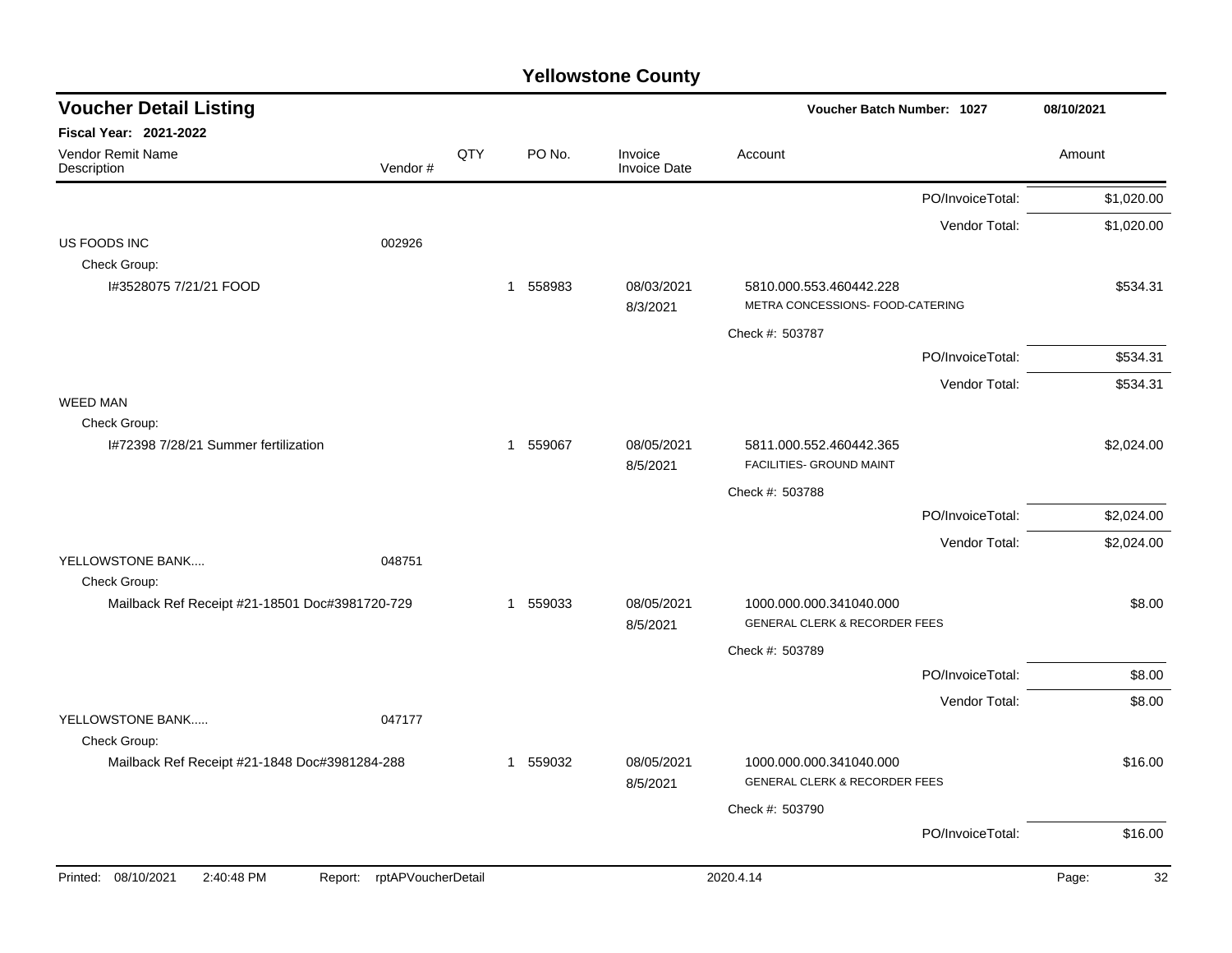# Yellowstone County

## Voucher Detail Listing

**Voucher Batch Number: 1027** 08/10/2021

**Fiscal Year: 2021-2022**

| Vendor Remit Name / Description | Vendor # | QTY | PO No. | Invoice / Invoice Date | Account | Amount |
|---|---|---|---|---|---|---|
| | | | | | PO/InvoiceTotal: | $1,020.00 |
| | | | | | Vendor Total: | $1,020.00 |
| US FOODS INC | 002926 | | | | | |
| Check Group: | | | | | | |
| I#3528075 7/21/21 FOOD | | 1 | 558983 | 08/03/2021 8/3/2021 | 5810.000.553.460442.228 METRA CONCESSIONS- FOOD-CATERING | $534.31 |
| | | | | | Check #: 503787 | |
| | | | | | PO/InvoiceTotal: | $534.31 |
| | | | | | Vendor Total: | $534.31 |
| WEED MAN | | | | | | |
| Check Group: | | | | | | |
| I#72398 7/28/21 Summer fertilization | | 1 | 559067 | 08/05/2021 8/5/2021 | 5811.000.552.460442.365 FACILITIES- GROUND MAINT | $2,024.00 |
| | | | | | Check #: 503788 | |
| | | | | | PO/InvoiceTotal: | $2,024.00 |
| | | | | | Vendor Total: | $2,024.00 |
| YELLOWSTONE BANK.... | 048751 | | | | | |
| Check Group: | | | | | | |
| Mailback Ref Receipt #21-18501 Doc#3981720-729 | | 1 | 559033 | 08/05/2021 8/5/2021 | 1000.000.000.341040.000 GENERAL CLERK & RECORDER FEES | $8.00 |
| | | | | | Check #: 503789 | |
| | | | | | PO/InvoiceTotal: | $8.00 |
| | | | | | Vendor Total: | $8.00 |
| YELLOWSTONE BANK..... | 047177 | | | | | |
| Check Group: | | | | | | |
| Mailback Ref Receipt #21-1848 Doc#3981284-288 | | 1 | 559032 | 08/05/2021 8/5/2021 | 1000.000.000.341040.000 GENERAL CLERK & RECORDER FEES | $16.00 |
| | | | | | Check #: 503790 | |
| | | | | | PO/InvoiceTotal: | $16.00 |

Printed: 08/10/2021 2:40:48 PM Report: rptAPVoucherDetail 2020.4.14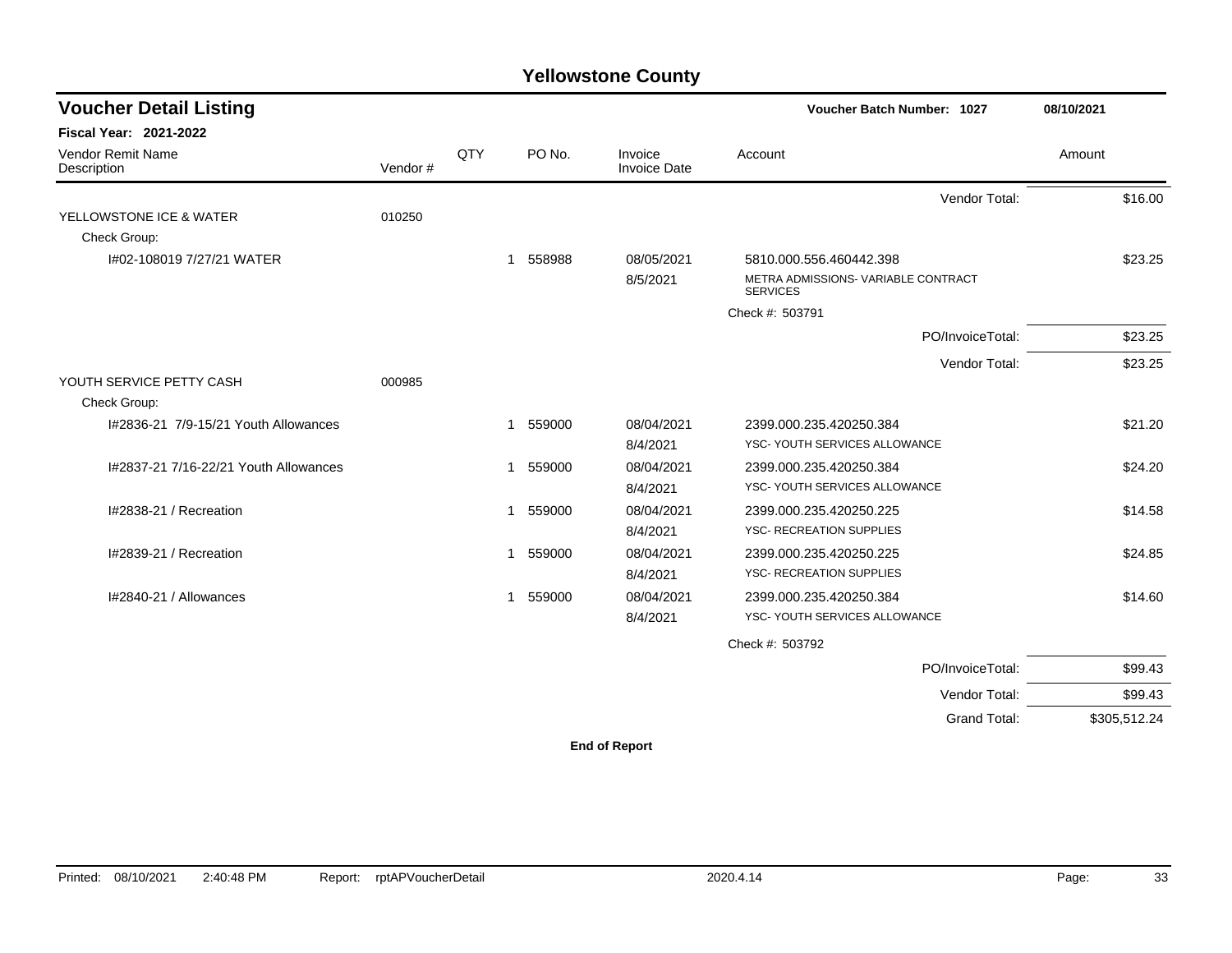# Yellowstone County

## Voucher Detail Listing

**Voucher Batch Number: 1027** 08/10/2021

**Fiscal Year: 2021-2022**

| Vendor Remit Name / Description | Vendor # | QTY | PO No. | Invoice / Invoice Date | Account | Amount |
|---|---|---|---|---|---|---|
| | | | | | Vendor Total: | $16.00 |
| YELLOWSTONE ICE & WATER | 010250 | | | | | |
| Check Group: | | | | | | |
| I#02-108019 7/27/21 WATER | | 1 | 558988 | 08/05/2021 | 5810.000.556.460442.398 | $23.25 |
| | | | | 8/5/2021 | METRA ADMISSIONS- VARIABLE CONTRACT SERVICES | |
| | | | | | Check #: 503791 | |
| | | | | | PO/InvoiceTotal: | $23.25 |
| | | | | | Vendor Total: | $23.25 |
| YOUTH SERVICE PETTY CASH | 000985 | | | | | |
| Check Group: | | | | | | |
| I#2836-21 7/9-15/21 Youth Allowances | | 1 | 559000 | 08/04/2021 | 2399.000.235.420250.384 | $21.20 |
| | | | | 8/4/2021 | YSC- YOUTH SERVICES ALLOWANCE | |
| I#2837-21 7/16-22/21 Youth Allowances | | 1 | 559000 | 08/04/2021 | 2399.000.235.420250.384 | $24.20 |
| | | | | 8/4/2021 | YSC- YOUTH SERVICES ALLOWANCE | |
| I#2838-21 / Recreation | | 1 | 559000 | 08/04/2021 | 2399.000.235.420250.225 | $14.58 |
| | | | | 8/4/2021 | YSC- RECREATION SUPPLIES | |
| I#2839-21 / Recreation | | 1 | 559000 | 08/04/2021 | 2399.000.235.420250.225 | $24.85 |
| | | | | 8/4/2021 | YSC- RECREATION SUPPLIES | |
| I#2840-21 / Allowances | | 1 | 559000 | 08/04/2021 | 2399.000.235.420250.384 | $14.60 |
| | | | | 8/4/2021 | YSC- YOUTH SERVICES ALLOWANCE | |
| | | | | | Check #: 503792 | |
| | | | | | PO/InvoiceTotal: | $99.43 |
| | | | | | Vendor Total: | $99.43 |
| | | | | | Grand Total: | $305,512.24 |

**End of Report**

Printed: 08/10/2021 2:40:48 PM Report: rptAPVoucherDetail 2020.4.14